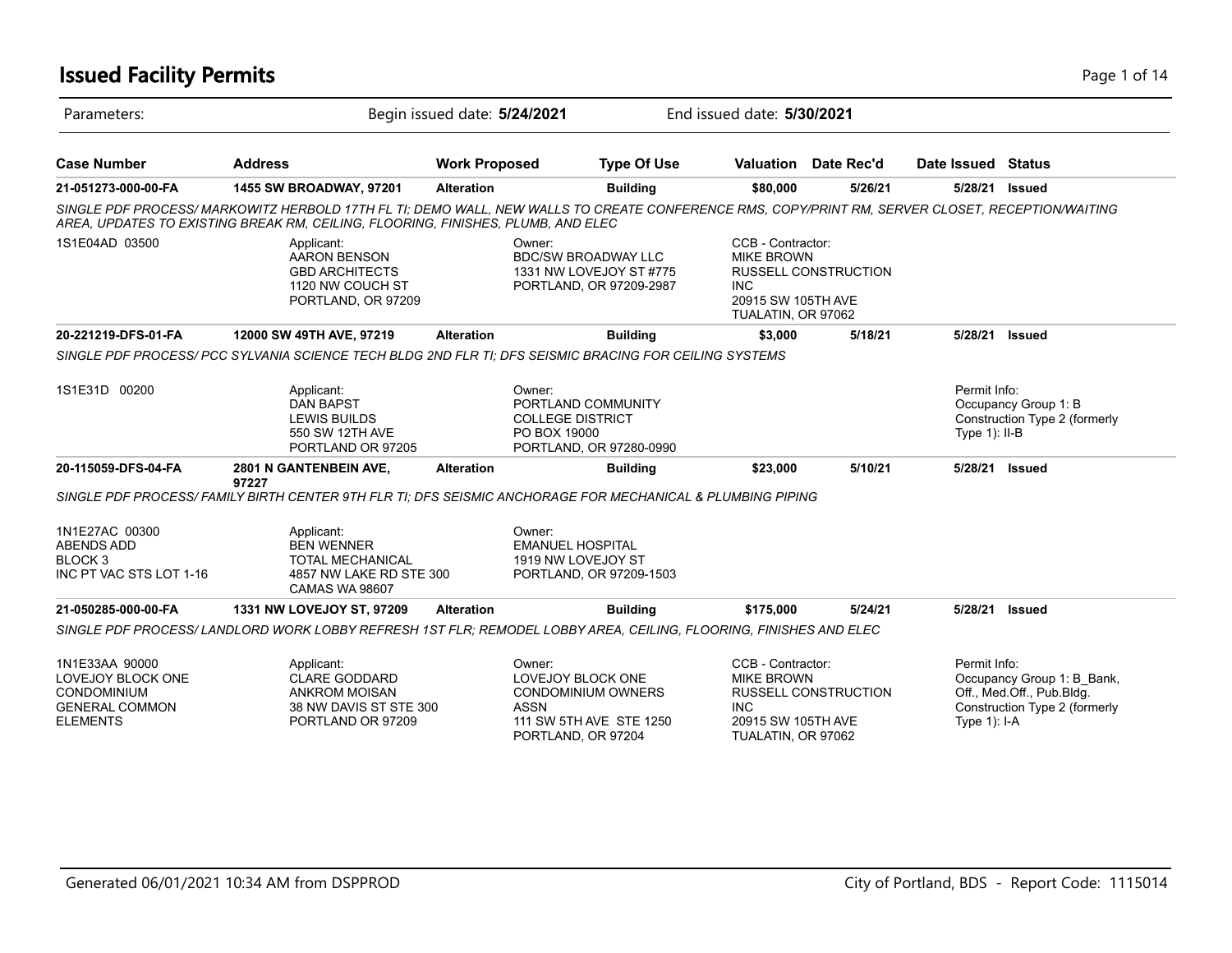# Issued Facility Permits

Parameters: Begin issued date: **5/24/2021** End issued date: **5/30/2021**

| Case Number | Address | Work Proposed | Type Of Use | Valuation | Date Rec'd | Date Issued | Status |
|---|---|---|---|---|---|---|---|
| **21-051273-000-00-FA** | **1455 SW BROADWAY, 97201** | **Alteration** | **Building** | **$80,000** | **5/26/21** | **5/28/21** | **Issued** |

*SINGLE PDF PROCESS/ MARKOWITZ HERBOLD 17TH FL TI; DEMO WALL, NEW WALLS TO CREATE CONFERENCE RMS, COPY/PRINT RM, SERVER CLOSET, RECEPTION/WAITING AREA, UPDATES TO EXISTING BREAK RM, CEILING, FLOORING, FINISHES, PLUMB, AND ELEC*

1S1E04AD 03500

Applicant:
AARON BENSON
GBD ARCHITECTS
1120 NW COUCH ST
PORTLAND, OR 97209

Owner:
BDC/SW BROADWAY LLC
1331 NW LOVEJOY ST #775
PORTLAND, OR 97209-2987

CCB - Contractor:
MIKE BROWN
RUSSELL CONSTRUCTION INC
20915 SW 105TH AVE
TUALATIN, OR 97062

| Case Number | Address | Work Proposed | Type Of Use | Valuation | Date Rec'd | Date Issued | Status |
|---|---|---|---|---|---|---|---|
| **20-221219-DFS-01-FA** | **12000 SW 49TH AVE, 97219** | **Alteration** | **Building** | **$3,000** | **5/18/21** | **5/28/21** | **Issued** |

*SINGLE PDF PROCESS/ PCC SYLVANIA SCIENCE TECH BLDG 2ND FLR TI; DFS SEISMIC BRACING FOR CEILING SYSTEMS*

1S1E31D 00200

Applicant:
DAN BAPST
LEWIS BUILDS
550 SW 12TH AVE
PORTLAND OR 97205

Owner:
PORTLAND COMMUNITY COLLEGE DISTRICT
PO BOX 19000
PORTLAND, OR 97280-0990

Permit Info:
Occupancy Group 1: B
Construction Type 2 (formerly Type 1): II-B

| Case Number | Address | Work Proposed | Type Of Use | Valuation | Date Rec'd | Date Issued | Status |
|---|---|---|---|---|---|---|---|
| **20-115059-DFS-04-FA** | **2801 N GANTENBEIN AVE, 97227** | **Alteration** | **Building** | **$23,000** | **5/10/21** | **5/28/21** | **Issued** |

*SINGLE PDF PROCESS/ FAMILY BIRTH CENTER 9TH FLR TI; DFS SEISMIC ANCHORAGE FOR MECHANICAL & PLUMBING PIPING*

1N1E27AC 00300
ABENDS ADD
BLOCK 3
INC PT VAC STS LOT 1-16

Applicant:
BEN WENNER
TOTAL MECHANICAL
4857 NW LAKE RD STE 300
CAMAS WA 98607

Owner:
EMANUEL HOSPITAL
1919 NW LOVEJOY ST
PORTLAND, OR 97209-1503

| Case Number | Address | Work Proposed | Type Of Use | Valuation | Date Rec'd | Date Issued | Status |
|---|---|---|---|---|---|---|---|
| **21-050285-000-00-FA** | **1331 NW LOVEJOY ST, 97209** | **Alteration** | **Building** | **$175,000** | **5/24/21** | **5/28/21** | **Issued** |

*SINGLE PDF PROCESS/ LANDLORD WORK LOBBY REFRESH 1ST FLR; REMODEL LOBBY AREA, CEILING, FLOORING, FINISHES AND ELEC*

1N1E33AA 90000
LOVEJOY BLOCK ONE CONDOMINIUM
GENERAL COMMON ELEMENTS

Applicant:
CLARE GODDARD
ANKROM MOISAN
38 NW DAVIS ST STE 300
PORTLAND OR 97209

Owner:
LOVEJOY BLOCK ONE CONDOMINIUM OWNERS ASSN
111 SW 5TH AVE STE 1250
PORTLAND, OR 97204

CCB - Contractor:
MIKE BROWN
RUSSELL CONSTRUCTION INC
20915 SW 105TH AVE
TUALATIN, OR 97062

Permit Info:
Occupancy Group 1: B_Bank, Off., Med.Off., Pub.Bldg.
Construction Type 2 (formerly Type 1): I-A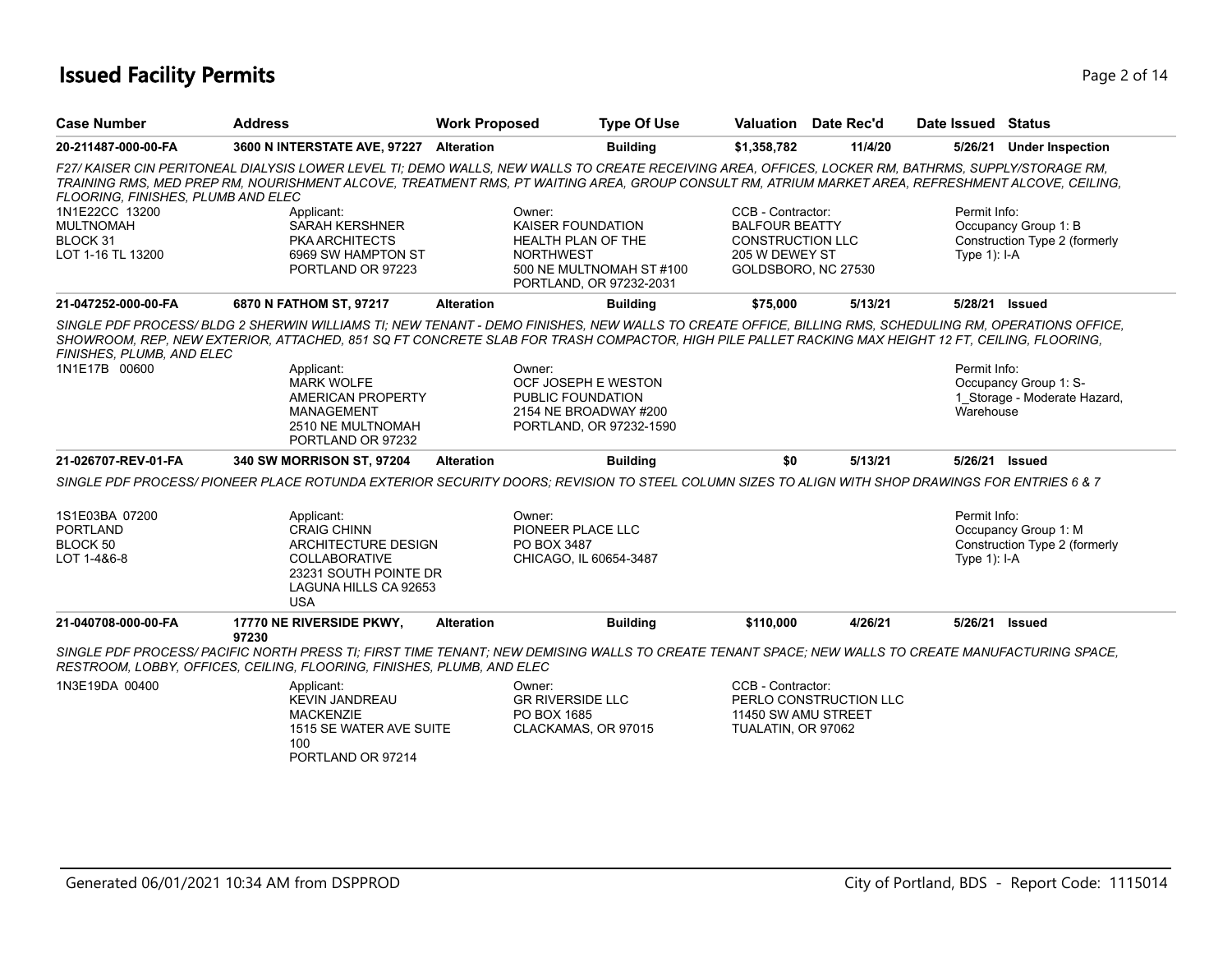# Issued Facility Permits

| Case Number | Address | Work Proposed | Type Of Use | Valuation | Date Rec'd | Date Issued | Status |
|---|---|---|---|---|---|---|---|
| 20-211487-000-00-FA | 3600 N INTERSTATE AVE, 97227 | Alteration | Building | $1,358,782 | 11/4/20 | 5/26/21 | Under Inspection |

*F27/ KAISER CIN PERITONEAL DIALYSIS LOWER LEVEL TI; DEMO WALLS, NEW WALLS TO CREATE RECEIVING AREA, OFFICES, LOCKER RM, BATHRMS, SUPPLY/STORAGE RM, TRAINING RMS, MED PREP RM, NOURISHMENT ALCOVE, TREATMENT RMS, PT WAITING AREA, GROUP CONSULT RM, ATRIUM MARKET AREA, REFRESHMENT ALCOVE, CEILING, FLOORING, FINISHES, PLUMB AND ELEC*

1N1E22CC 13200
MULTNOMAH
BLOCK 31
LOT 1-16 TL 13200

Applicant:
SARAH KERSHNER
PKA ARCHITECTS
6969 SW HAMPTON ST
PORTLAND OR 97223

Owner:
KAISER FOUNDATION
HEALTH PLAN OF THE
NORTHWEST
500 NE MULTNOMAH ST #100
PORTLAND, OR 97232-2031

CCB - Contractor:
BALFOUR BEATTY
CONSTRUCTION LLC
205 W DEWEY ST
GOLDSBORO, NC 27530

Permit Info:
Occupancy Group 1: B
Construction Type 2 (formerly Type 1): I-A

| Case Number | Address | Work Proposed | Type Of Use | Valuation | Date Rec'd | Date Issued | Status |
|---|---|---|---|---|---|---|---|
| 21-047252-000-00-FA | 6870 N FATHOM ST, 97217 | Alteration | Building | $75,000 | 5/13/21 | 5/28/21 | Issued |

*SINGLE PDF PROCESS/ BLDG 2 SHERWIN WILLIAMS TI; NEW TENANT - DEMO FINISHES, NEW WALLS TO CREATE OFFICE, BILLING RMS, SCHEDULING RM, OPERATIONS OFFICE, SHOWROOM, REP, NEW EXTERIOR, ATTACHED, 851 SQ FT CONCRETE SLAB FOR TRASH COMPACTOR, HIGH PILE PALLET RACKING MAX HEIGHT 12 FT, CEILING, FLOORING, FINISHES, PLUMB, AND ELEC*

1N1E17B 00600

Applicant:
MARK WOLFE
AMERICAN PROPERTY
MANAGEMENT
2510 NE MULTNOMAH
PORTLAND OR 97232

Owner:
OCF JOSEPH E WESTON
PUBLIC FOUNDATION
2154 NE BROADWAY #200
PORTLAND, OR 97232-1590

Permit Info:
Occupancy Group 1: S-1_Storage - Moderate Hazard, Warehouse

| Case Number | Address | Work Proposed | Type Of Use | Valuation | Date Rec'd | Date Issued | Status |
|---|---|---|---|---|---|---|---|
| 21-026707-REV-01-FA | 340 SW MORRISON ST, 97204 | Alteration | Building | $0 | 5/13/21 | 5/26/21 | Issued |

*SINGLE PDF PROCESS/ PIONEER PLACE ROTUNDA EXTERIOR SECURITY DOORS; REVISION TO STEEL COLUMN SIZES TO ALIGN WITH SHOP DRAWINGS FOR ENTRIES 6 & 7*

1S1E03BA 07200
PORTLAND
BLOCK 50
LOT 1-4&6-8

Applicant:
CRAIG CHINN
ARCHITECTURE DESIGN
COLLABORATIVE
23231 SOUTH POINTE DR
LAGUNA HILLS CA 92653
USA

Owner:
PIONEER PLACE LLC
PO BOX 3487
CHICAGO, IL 60654-3487

Permit Info:
Occupancy Group 1: M
Construction Type 2 (formerly Type 1): I-A

| Case Number | Address | Work Proposed | Type Of Use | Valuation | Date Rec'd | Date Issued | Status |
|---|---|---|---|---|---|---|---|
| 21-040708-000-00-FA | 17770 NE RIVERSIDE PKWY, 97230 | Alteration | Building | $110,000 | 4/26/21 | 5/26/21 | Issued |

*SINGLE PDF PROCESS/ PACIFIC NORTH PRESS TI; FIRST TIME TENANT; NEW DEMISING WALLS TO CREATE TENANT SPACE; NEW WALLS TO CREATE MANUFACTURING SPACE, RESTROOM, LOBBY, OFFICES, CEILING, FLOORING, FINISHES, PLUMB, AND ELEC*

1N3E19DA 00400

Applicant:
KEVIN JANDREAU
MACKENZIE
1515 SE WATER AVE SUITE
100
PORTLAND OR 97214

Owner:
GR RIVERSIDE LLC
PO BOX 1685
CLACKAMAS, OR 97015

CCB - Contractor:
PERLO CONSTRUCTION LLC
11450 SW AMU STREET
TUALATIN, OR 97062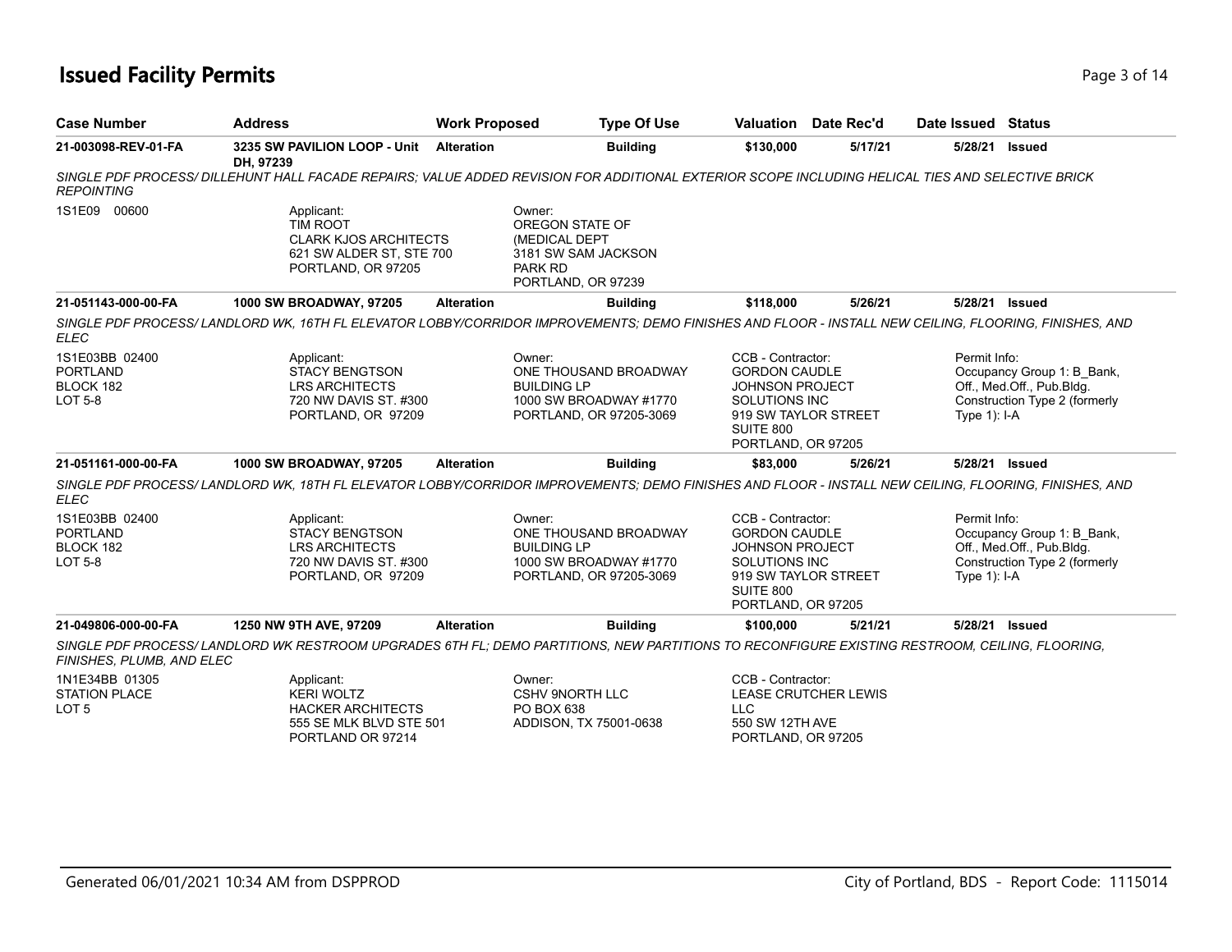# Issued Facility Permits

| Case Number | Address | Work Proposed | Type Of Use | Valuation | Date Rec'd | Date Issued | Status |
|---|---|---|---|---|---|---|---|
| 21-003098-REV-01-FA | 3235 SW PAVILION LOOP - Unit DH, 97239 | Alteration | Building | $130,000 | 5/17/21 | 5/28/21 | Issued |

*SINGLE PDF PROCESS/ DILLEHUNT HALL FACADE REPAIRS; VALUE ADDED REVISION FOR ADDITIONAL EXTERIOR SCOPE INCLUDING HELICAL TIES AND SELECTIVE BRICK REPOINTING*

1S1E09 00600

Applicant:
TIM ROOT
CLARK KJOS ARCHITECTS
621 SW ALDER ST, STE 700
PORTLAND, OR 97205

Owner:
OREGON STATE OF
(MEDICAL DEPT
3181 SW SAM JACKSON
PARK RD
PORTLAND, OR 97239

| Case Number | Address | Work Proposed | Type Of Use | Valuation | Date Rec'd | Date Issued | Status |
|---|---|---|---|---|---|---|---|
| 21-051143-000-00-FA | 1000 SW BROADWAY, 97205 | Alteration | Building | $118,000 | 5/26/21 | 5/28/21 | Issued |

*SINGLE PDF PROCESS/ LANDLORD WK, 16TH FL ELEVATOR LOBBY/CORRIDOR IMPROVEMENTS; DEMO FINISHES AND FLOOR - INSTALL NEW CEILING, FLOORING, FINISHES, AND ELEC*

1S1E03BB 02400
PORTLAND
BLOCK 182
LOT 5-8

Applicant:
STACY BENGTSON
LRS ARCHITECTS
720 NW DAVIS ST. #300
PORTLAND, OR 97209

Owner:
ONE THOUSAND BROADWAY
BUILDING LP
1000 SW BROADWAY #1770
PORTLAND, OR 97205-3069

CCB - Contractor:
GORDON CAUDLE
JOHNSON PROJECT
SOLUTIONS INC
919 SW TAYLOR STREET
SUITE 800
PORTLAND, OR 97205

Permit Info:
Occupancy Group 1: B_Bank, Off., Med.Off., Pub.Bldg.
Construction Type 2 (formerly Type 1): I-A

| Case Number | Address | Work Proposed | Type Of Use | Valuation | Date Rec'd | Date Issued | Status |
|---|---|---|---|---|---|---|---|
| 21-051161-000-00-FA | 1000 SW BROADWAY, 97205 | Alteration | Building | $83,000 | 5/26/21 | 5/28/21 | Issued |

*SINGLE PDF PROCESS/ LANDLORD WK, 18TH FL ELEVATOR LOBBY/CORRIDOR IMPROVEMENTS; DEMO FINISHES AND FLOOR - INSTALL NEW CEILING, FLOORING, FINISHES, AND ELEC*

1S1E03BB 02400
PORTLAND
BLOCK 182
LOT 5-8

Applicant:
STACY BENGTSON
LRS ARCHITECTS
720 NW DAVIS ST. #300
PORTLAND, OR 97209

Owner:
ONE THOUSAND BROADWAY
BUILDING LP
1000 SW BROADWAY #1770
PORTLAND, OR 97205-3069

CCB - Contractor:
GORDON CAUDLE
JOHNSON PROJECT
SOLUTIONS INC
919 SW TAYLOR STREET
SUITE 800
PORTLAND, OR 97205

Permit Info:
Occupancy Group 1: B_Bank, Off., Med.Off., Pub.Bldg.
Construction Type 2 (formerly Type 1): I-A

| Case Number | Address | Work Proposed | Type Of Use | Valuation | Date Rec'd | Date Issued | Status |
|---|---|---|---|---|---|---|---|
| 21-049806-000-00-FA | 1250 NW 9TH AVE, 97209 | Alteration | Building | $100,000 | 5/21/21 | 5/28/21 | Issued |

*SINGLE PDF PROCESS/ LANDLORD WK RESTROOM UPGRADES 6TH FL; DEMO PARTITIONS, NEW PARTITIONS TO RECONFIGURE EXISTING RESTROOM, CEILING, FLOORING, FINISHES, PLUMB, AND ELEC*

1N1E34BB 01305
STATION PLACE
LOT 5

Applicant:
KERI WOLTZ
HACKER ARCHITECTS
555 SE MLK BLVD STE 501
PORTLAND OR 97214

Owner:
CSHV 9NORTH LLC
PO BOX 638
ADDISON, TX 75001-0638

CCB - Contractor:
LEASE CRUTCHER LEWIS
LLC
550 SW 12TH AVE
PORTLAND, OR 97205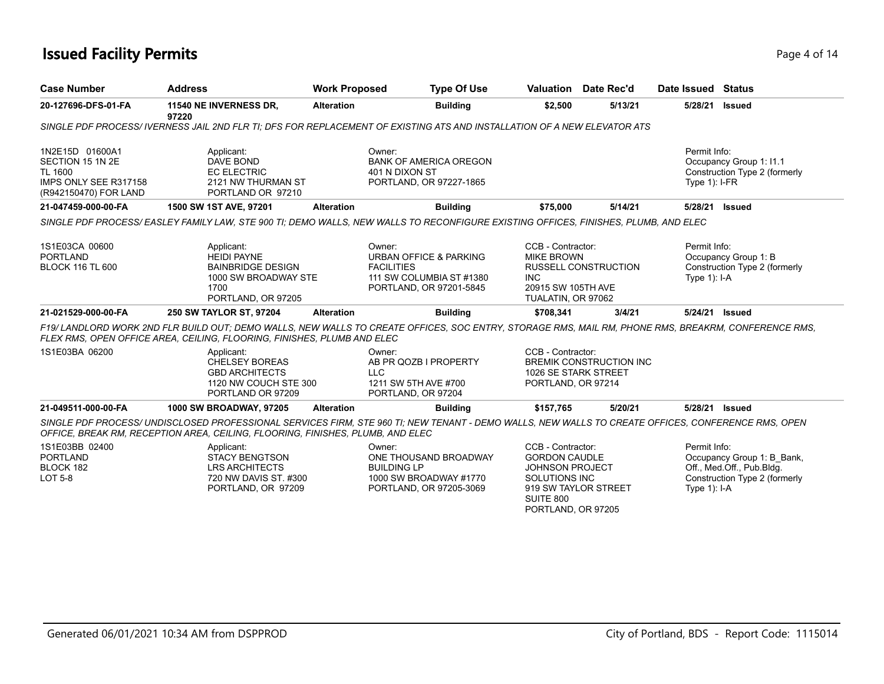# Issued Facility Permits

| Case Number | Address | Work Proposed | Type Of Use | Valuation | Date Rec'd | Date Issued | Status |
|---|---|---|---|---|---|---|---|
| 20-127696-DFS-01-FA | 11540 NE INVERNESS DR, 97220 | Alteration | Building | $2,500 | 5/13/21 | 5/28/21 | Issued |

*SINGLE PDF PROCESS/ IVERNESS JAIL 2ND FLR TI; DFS FOR REPLACEMENT OF EXISTING ATS AND INSTALLATION OF A NEW ELEVATOR ATS*

| | | | | |
|---|---|---|---|---|
| 1N2E15D 01600A1<br>SECTION 15 1N 2E<br>TL 1600<br>IMPS ONLY SEE R317158<br>(R942150470) FOR LAND | Applicant:<br>DAVE BOND<br>EC ELECTRIC<br>2121 NW THURMAN ST<br>PORTLAND OR 97210 | Owner:<br>BANK OF AMERICA OREGON<br>401 N DIXON ST<br>PORTLAND, OR 97227-1865 | | Permit Info:<br>Occupancy Group 1: I1.1<br>Construction Type 2 (formerly Type 1): I-FR |

| Case Number | Address | Work Proposed | Type Of Use | Valuation | Date Rec'd | Date Issued | Status |
|---|---|---|---|---|---|---|---|
| 21-047459-000-00-FA | 1500 SW 1ST AVE, 97201 | Alteration | Building | $75,000 | 5/14/21 | 5/28/21 | Issued |

*SINGLE PDF PROCESS/ EASLEY FAMILY LAW, STE 900 TI; DEMO WALLS, NEW WALLS TO RECONFIGURE EXISTING OFFICES, FINISHES, PLUMB, AND ELEC*

| | | | | |
|---|---|---|---|---|
| 1S1E03CA 00600<br>PORTLAND<br>BLOCK 116 TL 600 | Applicant:<br>HEIDI PAYNE<br>BAINBRIDGE DESIGN<br>1000 SW BROADWAY STE 1700<br>PORTLAND, OR 97205 | Owner:<br>URBAN OFFICE & PARKING FACILITIES<br>111 SW COLUMBIA ST #1380<br>PORTLAND, OR 97201-5845 | CCB - Contractor:<br>MIKE BROWN<br>RUSSELL CONSTRUCTION INC<br>20915 SW 105TH AVE<br>TUALATIN, OR 97062 | Permit Info:<br>Occupancy Group 1: B<br>Construction Type 2 (formerly Type 1): I-A |

| Case Number | Address | Work Proposed | Type Of Use | Valuation | Date Rec'd | Date Issued | Status |
|---|---|---|---|---|---|---|---|
| 21-021529-000-00-FA | 250 SW TAYLOR ST, 97204 | Alteration | Building | $708,341 | 3/4/21 | 5/24/21 | Issued |

*F19/ LANDLORD WORK 2ND FLR BUILD OUT; DEMO WALLS, NEW WALLS TO CREATE OFFICES, SOC ENTRY, STORAGE RMS, MAIL RM, PHONE RMS, BREAKRM, CONFERENCE RMS, FLEX RMS, OPEN OFFICE AREA, CEILING, FLOORING, FINISHES, PLUMB AND ELEC*

| | | | | |
|---|---|---|---|---|
| 1S1E03BA 06200 | Applicant:<br>CHELSEY BOREAS<br>GBD ARCHITECTS<br>1120 NW COUCH STE 300<br>PORTLAND OR 97209 | Owner:<br>AB PR QOZB I PROPERTY LLC<br>1211 SW 5TH AVE #700<br>PORTLAND, OR 97204 | CCB - Contractor:<br>BREMIK CONSTRUCTION INC<br>1026 SE STARK STREET<br>PORTLAND, OR 97214 | |

| Case Number | Address | Work Proposed | Type Of Use | Valuation | Date Rec'd | Date Issued | Status |
|---|---|---|---|---|---|---|---|
| 21-049511-000-00-FA | 1000 SW BROADWAY, 97205 | Alteration | Building | $157,765 | 5/20/21 | 5/28/21 | Issued |

*SINGLE PDF PROCESS/ UNDISCLOSED PROFESSIONAL SERVICES FIRM, STE 960 TI; NEW TENANT - DEMO WALLS, NEW WALLS TO CREATE OFFICES, CONFERENCE RMS, OPEN OFFICE, BREAK RM, RECEPTION AREA, CEILING, FLOORING, FINISHES, PLUMB, AND ELEC*

| | | | | |
|---|---|---|---|---|
| 1S1E03BB 02400<br>PORTLAND<br>BLOCK 182<br>LOT 5-8 | Applicant:<br>STACY BENGTSON<br>LRS ARCHITECTS<br>720 NW DAVIS ST. #300<br>PORTLAND, OR 97209 | Owner:<br>ONE THOUSAND BROADWAY BUILDING LP<br>1000 SW BROADWAY #1770<br>PORTLAND, OR 97205-3069 | CCB - Contractor:<br>GORDON CAUDLE<br>JOHNSON PROJECT SOLUTIONS INC<br>919 SW TAYLOR STREET SUITE 800<br>PORTLAND, OR 97205 | Permit Info:<br>Occupancy Group 1: B_Bank, Off., Med.Off., Pub.Bldg.<br>Construction Type 2 (formerly Type 1): I-A |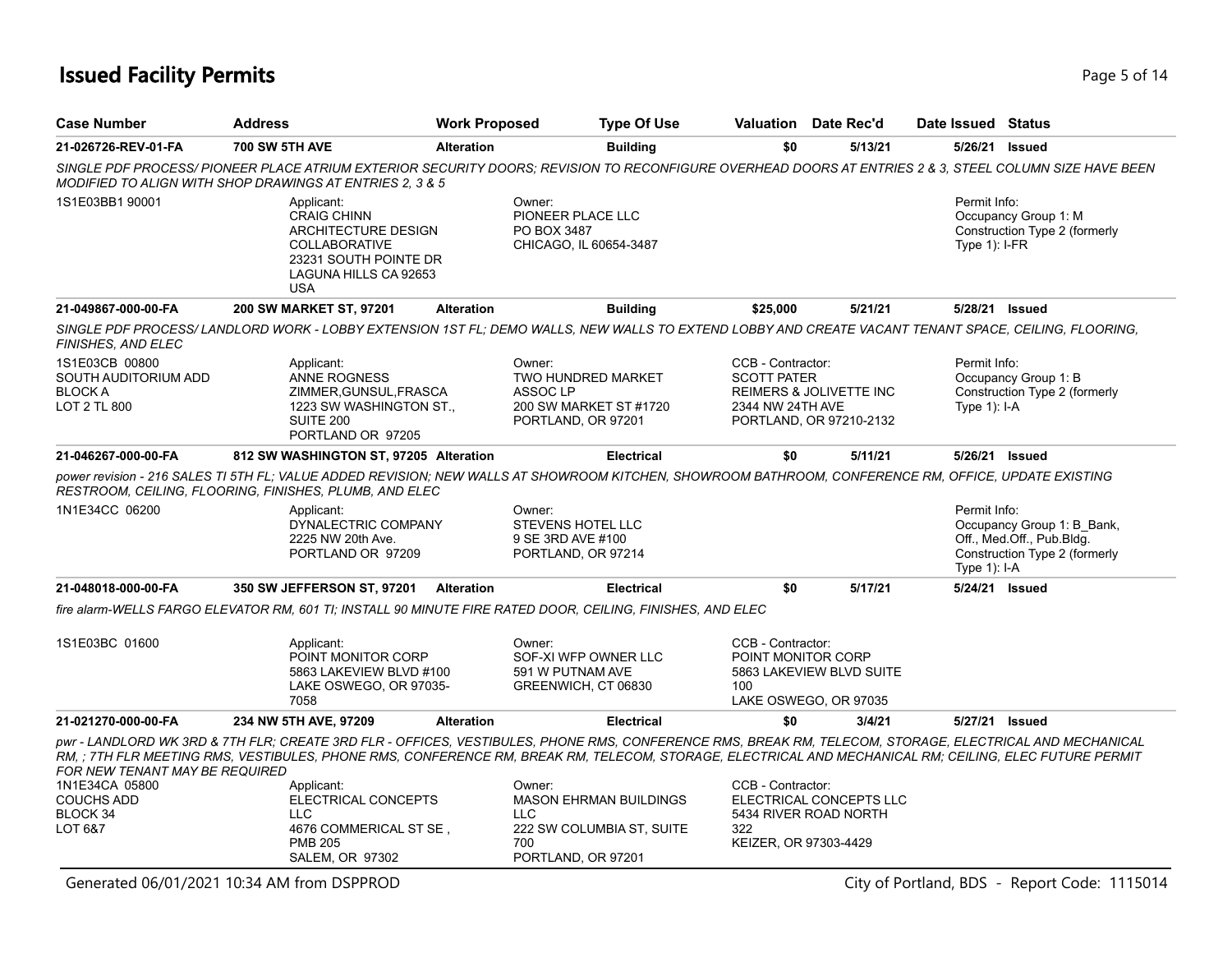# Issued Facility Permits

| Case Number | Address | Work Proposed | Type Of Use | Valuation | Date Rec'd | Date Issued | Status |
|---|---|---|---|---|---|---|---|
| 21-026726-REV-01-FA | 700 SW 5TH AVE | Alteration | Building | $0 | 5/13/21 | 5/26/21 | Issued |

*SINGLE PDF PROCESS/ PIONEER PLACE ATRIUM EXTERIOR SECURITY DOORS; REVISION TO RECONFIGURE OVERHEAD DOORS AT ENTRIES 2 & 3, STEEL COLUMN SIZE HAVE BEEN MODIFIED TO ALIGN WITH SHOP DRAWINGS AT ENTRIES 2, 3 & 5*

1S1E03BB1 90001

Applicant:
CRAIG CHINN
ARCHITECTURE DESIGN COLLABORATIVE
23231 SOUTH POINTE DR
LAGUNA HILLS CA 92653
USA

Owner:
PIONEER PLACE LLC
PO BOX 3487
CHICAGO, IL 60654-3487

Permit Info:
Occupancy Group 1: M
Construction Type 2 (formerly Type 1): I-FR

---

| Case Number | Address | Work Proposed | Type Of Use | Valuation | Date Rec'd | Date Issued | Status |
|---|---|---|---|---|---|---|---|
| 21-049867-000-00-FA | 200 SW MARKET ST, 97201 | Alteration | Building | $25,000 | 5/21/21 | 5/28/21 | Issued |

*SINGLE PDF PROCESS/ LANDLORD WORK - LOBBY EXTENSION 1ST FL; DEMO WALLS, NEW WALLS TO EXTEND LOBBY AND CREATE VACANT TENANT SPACE, CEILING, FLOORING, FINISHES, AND ELEC*

1S1E03CB 00800
SOUTH AUDITORIUM ADD
BLOCK A
LOT 2 TL 800

Applicant:
ANNE ROGNESS
ZIMMER,GUNSUL,FRASCA
1223 SW WASHINGTON ST., SUITE 200
PORTLAND OR 97205

Owner:
TWO HUNDRED MARKET ASSOC LP
200 SW MARKET ST #1720
PORTLAND, OR 97201

CCB - Contractor:
SCOTT PATER
REIMERS & JOLIVETTE INC
2344 NW 24TH AVE
PORTLAND, OR 97210-2132

Permit Info:
Occupancy Group 1: B
Construction Type 2 (formerly Type 1): I-A

---

| Case Number | Address | Work Proposed | Type Of Use | Valuation | Date Rec'd | Date Issued | Status |
|---|---|---|---|---|---|---|---|
| 21-046267-000-00-FA | 812 SW WASHINGTON ST, 97205 | Alteration | Electrical | $0 | 5/11/21 | 5/26/21 | Issued |

*power revision - 216 SALES TI 5TH FL; VALUE ADDED REVISION; NEW WALLS AT SHOWROOM KITCHEN, SHOWROOM BATHROOM, CONFERENCE RM, OFFICE, UPDATE EXISTING RESTROOM, CEILING, FLOORING, FINISHES, PLUMB, AND ELEC*

1N1E34CC 06200

Applicant:
DYNALECTRIC COMPANY
2225 NW 20th Ave.
PORTLAND OR 97209

Owner:
STEVENS HOTEL LLC
9 SE 3RD AVE #100
PORTLAND, OR 97214

Permit Info:
Occupancy Group 1: B_Bank, Off., Med.Off., Pub.Bldg.
Construction Type 2 (formerly Type 1): I-A

---

| Case Number | Address | Work Proposed | Type Of Use | Valuation | Date Rec'd | Date Issued | Status |
|---|---|---|---|---|---|---|---|
| 21-048018-000-00-FA | 350 SW JEFFERSON ST, 97201 | Alteration | Electrical | $0 | 5/17/21 | 5/24/21 | Issued |

*fire alarm-WELLS FARGO ELEVATOR RM, 601 TI; INSTALL 90 MINUTE FIRE RATED DOOR, CEILING, FINISHES, AND ELEC*

1S1E03BC 01600

Applicant:
POINT MONITOR CORP
5863 LAKEVIEW BLVD #100
LAKE OSWEGO, OR 97035-7058

Owner:
SOF-XI WFP OWNER LLC
591 W PUTNAM AVE
GREENWICH, CT 06830

CCB - Contractor:
POINT MONITOR CORP
5863 LAKEVIEW BLVD SUITE 100
LAKE OSWEGO, OR 97035

---

| Case Number | Address | Work Proposed | Type Of Use | Valuation | Date Rec'd | Date Issued | Status |
|---|---|---|---|---|---|---|---|
| 21-021270-000-00-FA | 234 NW 5TH AVE, 97209 | Alteration | Electrical | $0 | 3/4/21 | 5/27/21 | Issued |

*pwr - LANDLORD WK 3RD & 7TH FLR; CREATE 3RD FLR - OFFICES, VESTIBULES, PHONE RMS, CONFERENCE RMS, BREAK RM, TELECOM, STORAGE, ELECTRICAL AND MECHANICAL RM, ; 7TH FLR MEETING RMS, VESTIBULES, PHONE RMS, CONFERENCE RM, BREAK RM, TELECOM, STORAGE, ELECTRICAL AND MECHANICAL RM; CEILING, ELEC FUTURE PERMIT FOR NEW TENANT MAY BE REQUIRED*

1N1E34CA 05800
COUCHS ADD
BLOCK 34
LOT 6&7

Applicant:
ELECTRICAL CONCEPTS LLC
4676 COMMERICAL ST SE , PMB 205
SALEM, OR 97302

Owner:
MASON EHRMAN BUILDINGS LLC
222 SW COLUMBIA ST, SUITE 700
PORTLAND, OR 97201

CCB - Contractor:
ELECTRICAL CONCEPTS LLC
5434 RIVER ROAD NORTH 322
KEIZER, OR 97303-4429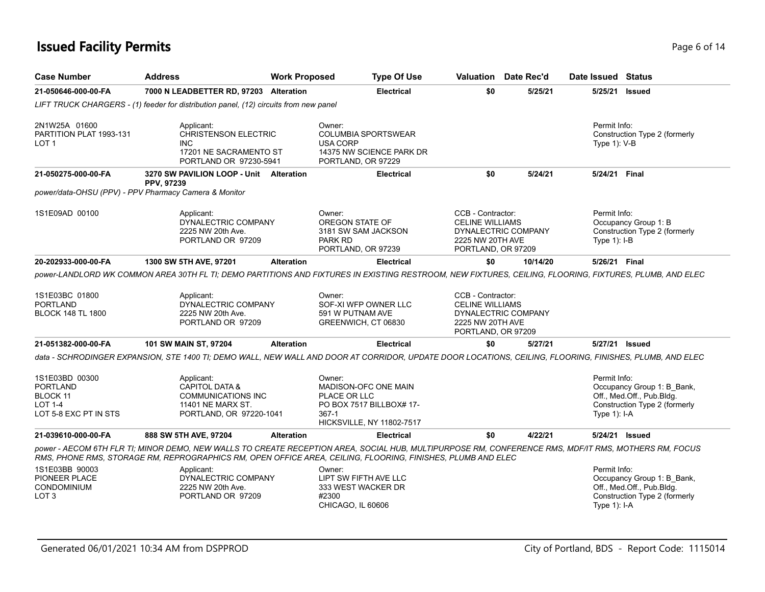## Issued Facility Permits

| Case Number | Address | Work Proposed | Type Of Use | Valuation | Date Rec'd | Date Issued | Status |
|---|---|---|---|---|---|---|---|
| 21-050646-000-00-FA | 7000 N LEADBETTER RD, 97203 | Alteration | Electrical | $0 | 5/25/21 | 5/25/21 | Issued |

*LIFT TRUCK CHARGERS - (1) feeder for distribution panel, (12) circuits from new panel*

2N1W25A 01600
PARTITION PLAT 1993-131
LOT 1

Applicant:
CHRISTENSON ELECTRIC INC
17201 NE SACRAMENTO ST
PORTLAND OR 97230-5941

Owner:
COLUMBIA SPORTSWEAR USA CORP
14375 NW SCIENCE PARK DR
PORTLAND, OR 97229

Permit Info:
Construction Type 2 (formerly Type 1): V-B

| Case Number | Address | Work Proposed | Type Of Use | Valuation | Date Rec'd | Date Issued | Status |
|---|---|---|---|---|---|---|---|
| 21-050275-000-00-FA | 3270 SW PAVILION LOOP - Unit PPV, 97239 | Alteration | Electrical | $0 | 5/24/21 | 5/24/21 | Final |

*power/data-OHSU (PPV) - PPV Pharmacy Camera & Monitor*

1S1E09AD 00100

Applicant:
DYNALECTRIC COMPANY
2225 NW 20th Ave.
PORTLAND OR 97209

Owner:
OREGON STATE OF
3181 SW SAM JACKSON PARK RD
PORTLAND, OR 97239

CCB - Contractor:
CELINE WILLIAMS
DYNALECTRIC COMPANY
2225 NW 20TH AVE
PORTLAND, OR 97209

Permit Info:
Occupancy Group 1: B
Construction Type 2 (formerly Type 1): I-B

| Case Number | Address | Work Proposed | Type Of Use | Valuation | Date Rec'd | Date Issued | Status |
|---|---|---|---|---|---|---|---|
| 20-202933-000-00-FA | 1300 SW 5TH AVE, 97201 | Alteration | Electrical | $0 | 10/14/20 | 5/26/21 | Final |

*power-LANDLORD WK COMMON AREA 30TH FL TI; DEMO PARTITIONS AND FIXTURES IN EXISTING RESTROOM, NEW FIXTURES, CEILING, FLOORING, FIXTURES, PLUMB, AND ELEC*

1S1E03BC 01800
PORTLAND
BLOCK 148 TL 1800

Applicant:
DYNALECTRIC COMPANY
2225 NW 20th Ave.
PORTLAND OR 97209

Owner:
SOF-XI WFP OWNER LLC
591 W PUTNAM AVE
GREENWICH, CT 06830

CCB - Contractor:
CELINE WILLIAMS
DYNALECTRIC COMPANY
2225 NW 20TH AVE
PORTLAND, OR 97209

| Case Number | Address | Work Proposed | Type Of Use | Valuation | Date Rec'd | Date Issued | Status |
|---|---|---|---|---|---|---|---|
| 21-051382-000-00-FA | 101 SW MAIN ST, 97204 | Alteration | Electrical | $0 | 5/27/21 | 5/27/21 | Issued |

*data - SCHRODINGER EXPANSION, STE 1400 TI; DEMO WALL, NEW WALL AND DOOR AT CORRIDOR, UPDATE DOOR LOCATIONS, CEILING, FLOORING, FINISHES, PLUMB, AND ELEC*

1S1E03BD 00300
PORTLAND
BLOCK 11
LOT 1-4
LOT 5-8 EXC PT IN STS

Applicant:
CAPITOL DATA & COMMUNICATIONS INC
11401 NE MARX ST.
PORTLAND, OR 97220-1041

Owner:
MADISON-OFC ONE MAIN PLACE OR LLC
PO BOX 7517 BILLBOX# 17-367-1
HICKSVILLE, NY 11802-7517

Permit Info:
Occupancy Group 1: B_Bank, Off., Med.Off., Pub.Bldg.
Construction Type 2 (formerly Type 1): I-A

| Case Number | Address | Work Proposed | Type Of Use | Valuation | Date Rec'd | Date Issued | Status |
|---|---|---|---|---|---|---|---|
| 21-039610-000-00-FA | 888 SW 5TH AVE, 97204 | Alteration | Electrical | $0 | 4/22/21 | 5/24/21 | Issued |

*power - AECOM 6TH FLR TI; MINOR DEMO, NEW WALLS TO CREATE RECEPTION AREA, SOCIAL HUB, MULTIPURPOSE RM, CONFERENCE RMS, MDF/IT RMS, MOTHERS RM, FOCUS RMS, PHONE RMS, STORAGE RM, REPROGRAPHICS RM, OPEN OFFICE AREA, CEILING, FLOORING, FINISHES, PLUMB AND ELEC*

1S1E03BB 90003
PIONEER PLACE CONDOMINIUM
LOT 3

Applicant:
DYNALECTRIC COMPANY
2225 NW 20th Ave.
PORTLAND OR 97209

Owner:
LIPT SW FIFTH AVE LLC
333 WEST WACKER DR #2300
CHICAGO, IL 60606

Permit Info:
Occupancy Group 1: B_Bank, Off., Med.Off., Pub.Bldg.
Construction Type 2 (formerly Type 1): I-A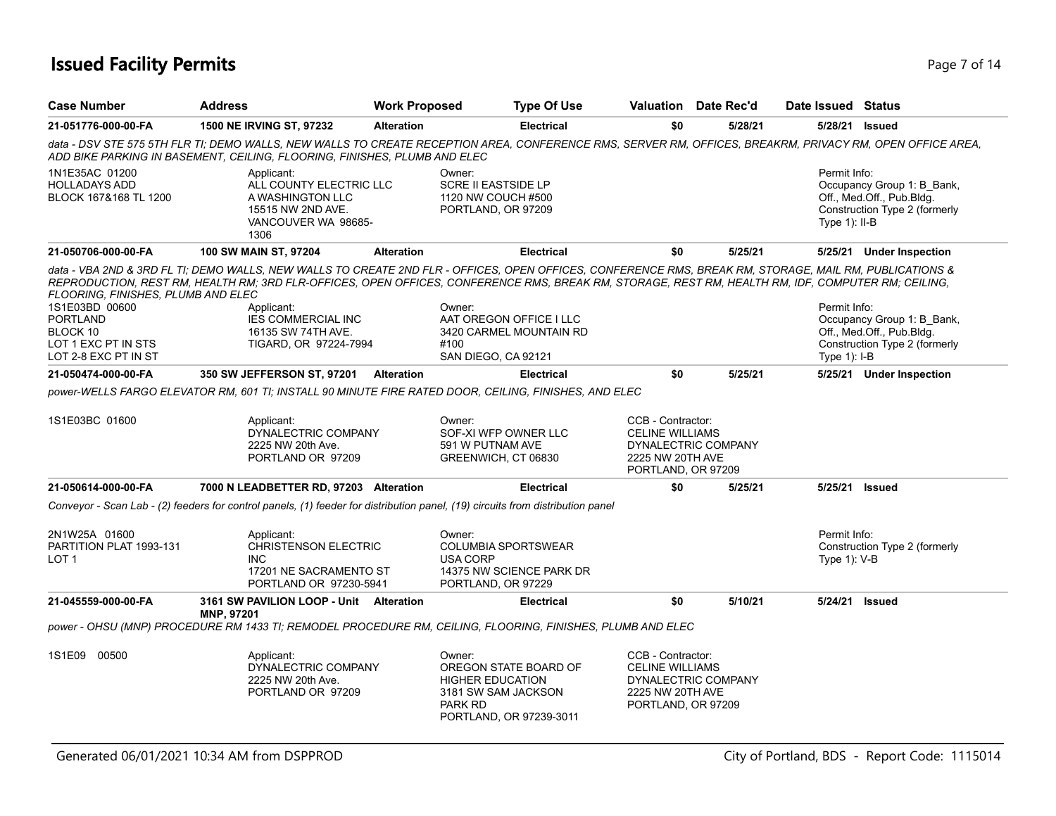# Issued Facility Permits

| Case Number | Address | Work Proposed | Type Of Use | Valuation | Date Rec'd | Date Issued | Status |
|---|---|---|---|---|---|---|---|
| 21-051776-000-00-FA | 1500 NE IRVING ST, 97232 | Alteration | Electrical | $0 | 5/28/21 | 5/28/21 | Issued |

*data - DSV STE 575 5TH FLR TI; DEMO WALLS, NEW WALLS TO CREATE RECEPTION AREA, CONFERENCE RMS, SERVER RM, OFFICES, BREAKRM, PRIVACY RM, OPEN OFFICE AREA, ADD BIKE PARKING IN BASEMENT, CEILING, FLOORING, FINISHES, PLUMB AND ELEC*

1N1E35AC 01200
HOLLADAYS ADD
BLOCK 167&168 TL 1200

Applicant:
ALL COUNTY ELECTRIC LLC
A WASHINGTON LLC
15515 NW 2ND AVE.
VANCOUVER WA 98685-1306

Owner:
SCRE II EASTSIDE LP
1120 NW COUCH #500
PORTLAND, OR 97209

Permit Info:
Occupancy Group 1: B_Bank, Off., Med.Off., Pub.Bldg.
Construction Type 2 (formerly Type 1): II-B

| Case Number | Address | Work Proposed | Type Of Use | Valuation | Date Rec'd | Date Issued | Status |
|---|---|---|---|---|---|---|---|
| 21-050706-000-00-FA | 100 SW MAIN ST, 97204 | Alteration | Electrical | $0 | 5/25/21 | 5/25/21 | Under Inspection |

*data - VBA 2ND & 3RD FL TI; DEMO WALLS, NEW WALLS TO CREATE 2ND FLR - OFFICES, OPEN OFFICES, CONFERENCE RMS, BREAK RM, STORAGE, MAIL RM, PUBLICATIONS & REPRODUCTION, REST RM, HEALTH RM; 3RD FLR-OFFICES, OPEN OFFICES, CONFERENCE RMS, BREAK RM, STORAGE, REST RM, HEALTH RM, IDF, COMPUTER RM; CEILING, FLOORING, FINISHES, PLUMB AND ELEC*

1S1E03BD 00600
PORTLAND
BLOCK 10
LOT 1 EXC PT IN STS
LOT 2-8 EXC PT IN ST

Applicant:
IES COMMERCIAL INC
16135 SW 74TH AVE.
TIGARD, OR 97224-7994

Owner:
AAT OREGON OFFICE I LLC
3420 CARMEL MOUNTAIN RD
#100
SAN DIEGO, CA 92121

Permit Info:
Occupancy Group 1: B_Bank, Off., Med.Off., Pub.Bldg.
Construction Type 2 (formerly Type 1): I-B

| Case Number | Address | Work Proposed | Type Of Use | Valuation | Date Rec'd | Date Issued | Status |
|---|---|---|---|---|---|---|---|
| 21-050474-000-00-FA | 350 SW JEFFERSON ST, 97201 | Alteration | Electrical | $0 | 5/25/21 | 5/25/21 | Under Inspection |

*power-WELLS FARGO ELEVATOR RM, 601 TI; INSTALL 90 MINUTE FIRE RATED DOOR, CEILING, FINISHES, AND ELEC*

1S1E03BC 01600

Applicant:
DYNALECTRIC COMPANY
2225 NW 20th Ave.
PORTLAND OR 97209

Owner:
SOF-XI WFP OWNER LLC
591 W PUTNAM AVE
GREENWICH, CT 06830

CCB - Contractor:
CELINE WILLIAMS
DYNALECTRIC COMPANY
2225 NW 20TH AVE
PORTLAND, OR 97209

| Case Number | Address | Work Proposed | Type Of Use | Valuation | Date Rec'd | Date Issued | Status |
|---|---|---|---|---|---|---|---|
| 21-050614-000-00-FA | 7000 N LEADBETTER RD, 97203 | Alteration | Electrical | $0 | 5/25/21 | 5/25/21 | Issued |

*Conveyor - Scan Lab - (2) feeders for control panels, (1) feeder for distribution panel, (19) circuits from distribution panel*

2N1W25A 01600
PARTITION PLAT 1993-131
LOT 1

Applicant:
CHRISTENSON ELECTRIC INC
17201 NE SACRAMENTO ST
PORTLAND OR 97230-5941

Owner:
COLUMBIA SPORTSWEAR USA CORP
14375 NW SCIENCE PARK DR
PORTLAND, OR 97229

Permit Info:
Construction Type 2 (formerly Type 1): V-B

| Case Number | Address | Work Proposed | Type Of Use | Valuation | Date Rec'd | Date Issued | Status |
|---|---|---|---|---|---|---|---|
| 21-045559-000-00-FA | 3161 SW PAVILION LOOP - Unit MNP, 97201 | Alteration | Electrical | $0 | 5/10/21 | 5/24/21 | Issued |

*power - OHSU (MNP) PROCEDURE RM 1433 TI; REMODEL PROCEDURE RM, CEILING, FLOORING, FINISHES, PLUMB AND ELEC*

1S1E09 00500

Applicant:
DYNALECTRIC COMPANY
2225 NW 20th Ave.
PORTLAND OR 97209

Owner:
OREGON STATE BOARD OF HIGHER EDUCATION
3181 SW SAM JACKSON PARK RD
PORTLAND, OR 97239-3011

CCB - Contractor:
CELINE WILLIAMS
DYNALECTRIC COMPANY
2225 NW 20TH AVE
PORTLAND, OR 97209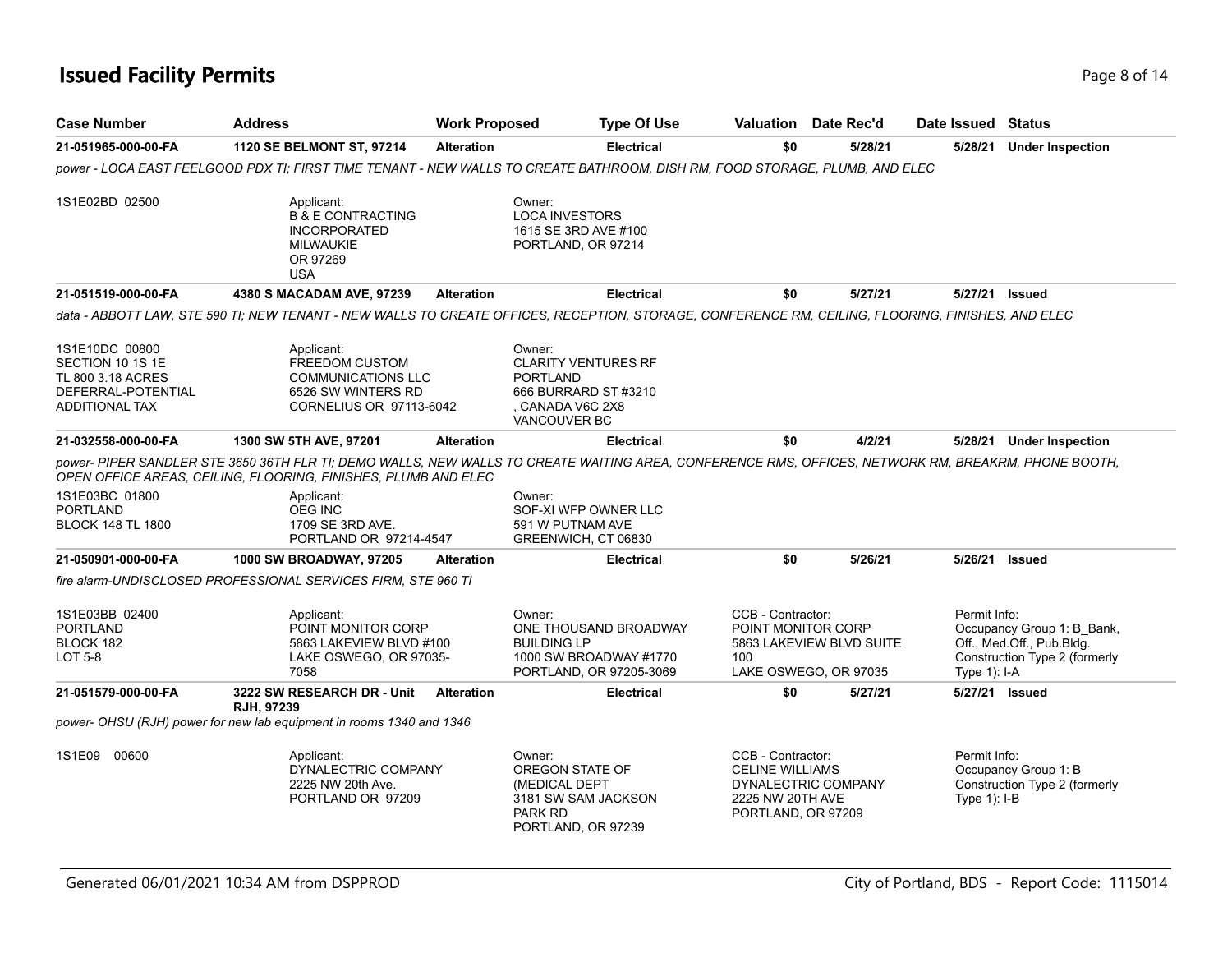# Issued Facility Permits

| Case Number | Address | Work Proposed | Type Of Use | Valuation | Date Rec'd | Date Issued | Status |
|---|---|---|---|---|---|---|---|
| **21-051965-000-00-FA** | **1120 SE BELMONT ST, 97214** | **Alteration** | **Electrical** | **$0** | **5/28/21** | **5/28/21** | **Under Inspection** |

*power - LOCA EAST FEELGOOD PDX TI; FIRST TIME TENANT - NEW WALLS TO CREATE BATHROOM, DISH RM, FOOD STORAGE, PLUMB, AND ELEC*

1S1E02BD 02500

Applicant:
B & E CONTRACTING INCORPORATED
MILWAUKIE
OR 97269
USA

Owner:
LOCA INVESTORS
1615 SE 3RD AVE #100
PORTLAND, OR 97214

| Case Number | Address | Work Proposed | Type Of Use | Valuation | Date Rec'd | Date Issued | Status |
|---|---|---|---|---|---|---|---|
| **21-051519-000-00-FA** | **4380 S MACADAM AVE, 97239** | **Alteration** | **Electrical** | **$0** | **5/27/21** | **5/27/21** | **Issued** |

*data - ABBOTT LAW, STE 590 TI; NEW TENANT - NEW WALLS TO CREATE OFFICES, RECEPTION, STORAGE, CONFERENCE RM, CEILING, FLOORING, FINISHES, AND ELEC*

1S1E10DC 00800
SECTION 10 1S 1E
TL 800 3.18 ACRES
DEFERRAL-POTENTIAL
ADDITIONAL TAX

Applicant:
FREEDOM CUSTOM COMMUNICATIONS LLC
6526 SW WINTERS RD
CORNELIUS OR 97113-6042

Owner:
CLARITY VENTURES RF PORTLAND
666 BURRARD ST #3210
, CANADA V6C 2X8
VANCOUVER BC

| Case Number | Address | Work Proposed | Type Of Use | Valuation | Date Rec'd | Date Issued | Status |
|---|---|---|---|---|---|---|---|
| **21-032558-000-00-FA** | **1300 SW 5TH AVE, 97201** | **Alteration** | **Electrical** | **$0** | **4/2/21** | **5/28/21** | **Under Inspection** |

*power- PIPER SANDLER STE 3650 36TH FLR TI; DEMO WALLS, NEW WALLS TO CREATE WAITING AREA, CONFERENCE RMS, OFFICES, NETWORK RM, BREAKRM, PHONE BOOTH, OPEN OFFICE AREAS, CEILING, FLOORING, FINISHES, PLUMB AND ELEC*

1S1E03BC 01800
PORTLAND
BLOCK 148 TL 1800

Applicant:
OEG INC
1709 SE 3RD AVE.
PORTLAND OR 97214-4547

Owner:
SOF-XI WFP OWNER LLC
591 W PUTNAM AVE
GREENWICH, CT 06830

| Case Number | Address | Work Proposed | Type Of Use | Valuation | Date Rec'd | Date Issued | Status |
|---|---|---|---|---|---|---|---|
| **21-050901-000-00-FA** | **1000 SW BROADWAY, 97205** | **Alteration** | **Electrical** | **$0** | **5/26/21** | **5/26/21** | **Issued** |

*fire alarm-UNDISCLOSED PROFESSIONAL SERVICES FIRM, STE 960 TI*

1S1E03BB 02400
PORTLAND
BLOCK 182
LOT 5-8

Applicant:
POINT MONITOR CORP
5863 LAKEVIEW BLVD #100
LAKE OSWEGO, OR 97035-7058

Owner:
ONE THOUSAND BROADWAY BUILDING LP
1000 SW BROADWAY #1770
PORTLAND, OR 97205-3069

CCB - Contractor:
POINT MONITOR CORP
5863 LAKEVIEW BLVD SUITE 100
LAKE OSWEGO, OR 97035

Permit Info:
Occupancy Group 1: B_Bank, Off., Med.Off., Pub.Bldg.
Construction Type 2 (formerly Type 1): I-A

| Case Number | Address | Work Proposed | Type Of Use | Valuation | Date Rec'd | Date Issued | Status |
|---|---|---|---|---|---|---|---|
| **21-051579-000-00-FA** | **3222 SW RESEARCH DR - Unit RJH, 97239** | **Alteration** | **Electrical** | **$0** | **5/27/21** | **5/27/21** | **Issued** |

*power- OHSU (RJH) power for new lab equipment in rooms 1340 and 1346*

1S1E09 00600

Applicant:
DYNALECTRIC COMPANY
2225 NW 20th Ave.
PORTLAND OR 97209

Owner:
OREGON STATE OF (MEDICAL DEPT
3181 SW SAM JACKSON PARK RD
PORTLAND, OR 97239

CCB - Contractor:
CELINE WILLIAMS
DYNALECTRIC COMPANY
2225 NW 20TH AVE
PORTLAND, OR 97209

Permit Info:
Occupancy Group 1: B
Construction Type 2 (formerly Type 1): I-B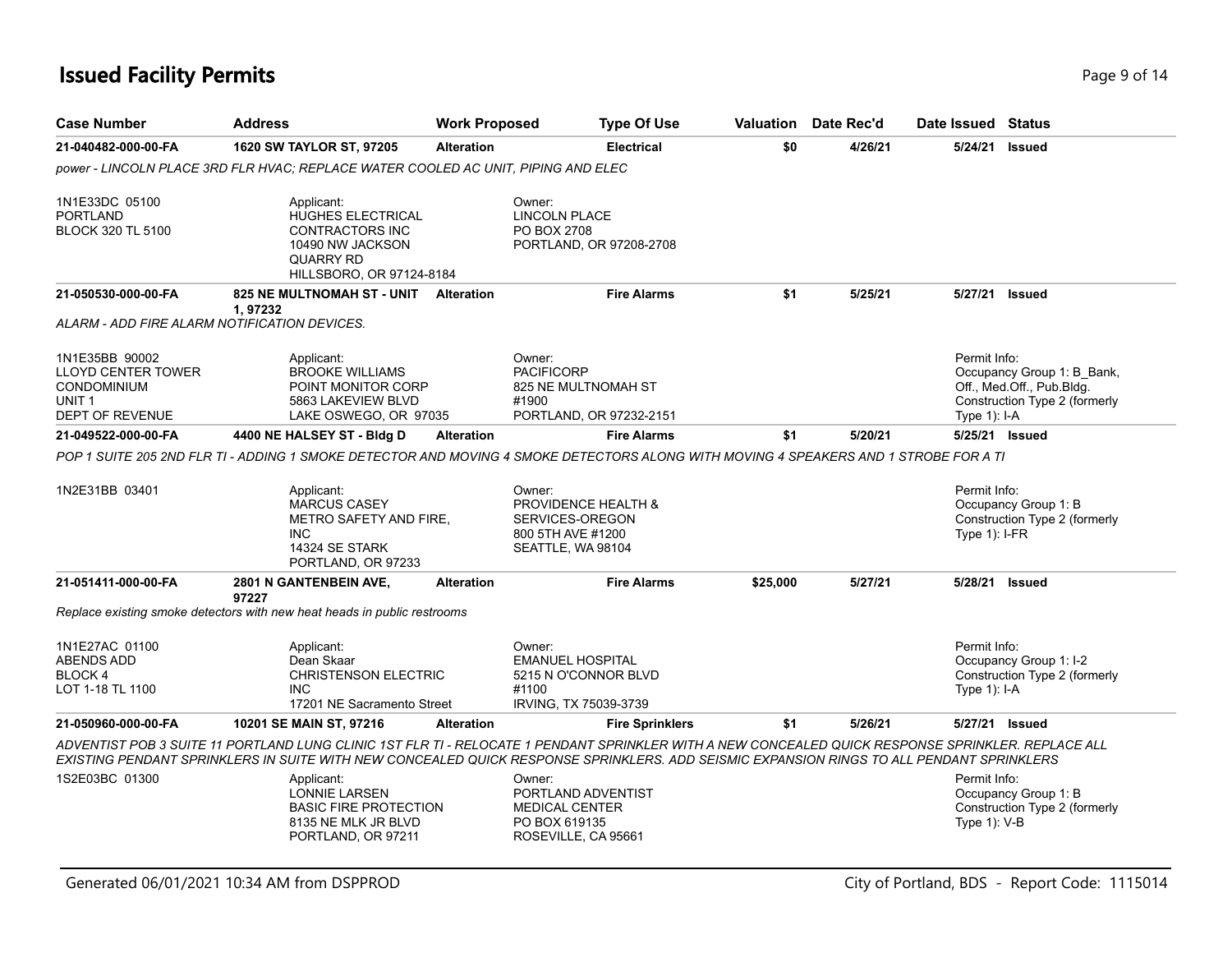# Issued Facility Permits

| Case Number | Address | Work Proposed | Type Of Use | Valuation | Date Rec'd | Date Issued | Status |
|---|---|---|---|---|---|---|---|
| **21-040482-000-00-FA** | **1620 SW TAYLOR ST, 97205** | **Alteration** | **Electrical** | **$0** | **4/26/21** | **5/24/21** | **Issued** |

*power - LINCOLN PLACE 3RD FLR HVAC; REPLACE WATER COOLED AC UNIT, PIPING AND ELEC*

1N1E33DC 05100
PORTLAND
BLOCK 320 TL 5100

Applicant:
HUGHES ELECTRICAL CONTRACTORS INC
10490 NW JACKSON QUARRY RD
HILLSBORO, OR 97124-8184

Owner:
LINCOLN PLACE
PO BOX 2708
PORTLAND, OR 97208-2708

| Case Number | Address | Work Proposed | Type Of Use | Valuation | Date Rec'd | Date Issued | Status |
|---|---|---|---|---|---|---|---|
| **21-050530-000-00-FA** | **825 NE MULTNOMAH ST - UNIT 1, 97232** | **Alteration** | **Fire Alarms** | **$1** | **5/25/21** | **5/27/21** | **Issued** |

*ALARM - ADD FIRE ALARM NOTIFICATION DEVICES.*

1N1E35BB 90002
LLOYD CENTER TOWER CONDOMINIUM
UNIT 1
DEPT OF REVENUE

Applicant:
BROOKE WILLIAMS
POINT MONITOR CORP
5863 LAKEVIEW BLVD
LAKE OSWEGO, OR 97035

Owner:
PACIFICORP
825 NE MULTNOMAH ST #1900
PORTLAND, OR 97232-2151

Permit Info:
Occupancy Group 1: B_Bank, Off., Med.Off., Pub.Bldg.
Construction Type 2 (formerly Type 1): I-A

| Case Number | Address | Work Proposed | Type Of Use | Valuation | Date Rec'd | Date Issued | Status |
|---|---|---|---|---|---|---|---|
| **21-049522-000-00-FA** | **4400 NE HALSEY ST - Bldg D** | **Alteration** | **Fire Alarms** | **$1** | **5/20/21** | **5/25/21** | **Issued** |

*POP 1 SUITE 205 2ND FLR TI - ADDING 1 SMOKE DETECTOR AND MOVING 4 SMOKE DETECTORS ALONG WITH MOVING 4 SPEAKERS AND 1 STROBE FOR A TI*

1N2E31BB 03401

Applicant:
MARCUS CASEY
METRO SAFETY AND FIRE, INC
14324 SE STARK
PORTLAND, OR 97233

Owner:
PROVIDENCE HEALTH & SERVICES-OREGON
800 5TH AVE #1200
SEATTLE, WA 98104

Permit Info:
Occupancy Group 1: B
Construction Type 2 (formerly Type 1): I-FR

| Case Number | Address | Work Proposed | Type Of Use | Valuation | Date Rec'd | Date Issued | Status |
|---|---|---|---|---|---|---|---|
| **21-051411-000-00-FA** | **2801 N GANTENBEIN AVE, 97227** | **Alteration** | **Fire Alarms** | **$25,000** | **5/27/21** | **5/28/21** | **Issued** |

*Replace existing smoke detectors with new heat heads in public restrooms*

1N1E27AC 01100
ABENDS ADD
BLOCK 4
LOT 1-18 TL 1100

Applicant:
Dean Skaar
CHRISTENSON ELECTRIC INC
17201 NE Sacramento Street

Owner:
EMANUEL HOSPITAL
5215 N O'CONNOR BLVD #1100
IRVING, TX 75039-3739

Permit Info:
Occupancy Group 1: I-2
Construction Type 2 (formerly Type 1): I-A

| Case Number | Address | Work Proposed | Type Of Use | Valuation | Date Rec'd | Date Issued | Status |
|---|---|---|---|---|---|---|---|
| **21-050960-000-00-FA** | **10201 SE MAIN ST, 97216** | **Alteration** | **Fire Sprinklers** | **$1** | **5/26/21** | **5/27/21** | **Issued** |

*ADVENTIST POB 3 SUITE 11 PORTLAND LUNG CLINIC 1ST FLR TI - RELOCATE 1 PENDANT SPRINKLER WITH A NEW CONCEALED QUICK RESPONSE SPRINKLER. REPLACE ALL EXISTING PENDANT SPRINKLERS IN SUITE WITH NEW CONCEALED QUICK RESPONSE SPRINKLERS. ADD SEISMIC EXPANSION RINGS TO ALL PENDANT SPRINKLERS*

1S2E03BC 01300

Applicant:
LONNIE LARSEN
BASIC FIRE PROTECTION
8135 NE MLK JR BLVD
PORTLAND, OR 97211

Owner:
PORTLAND ADVENTIST MEDICAL CENTER
PO BOX 619135
ROSEVILLE, CA 95661

Permit Info:
Occupancy Group 1: B
Construction Type 2 (formerly Type 1): V-B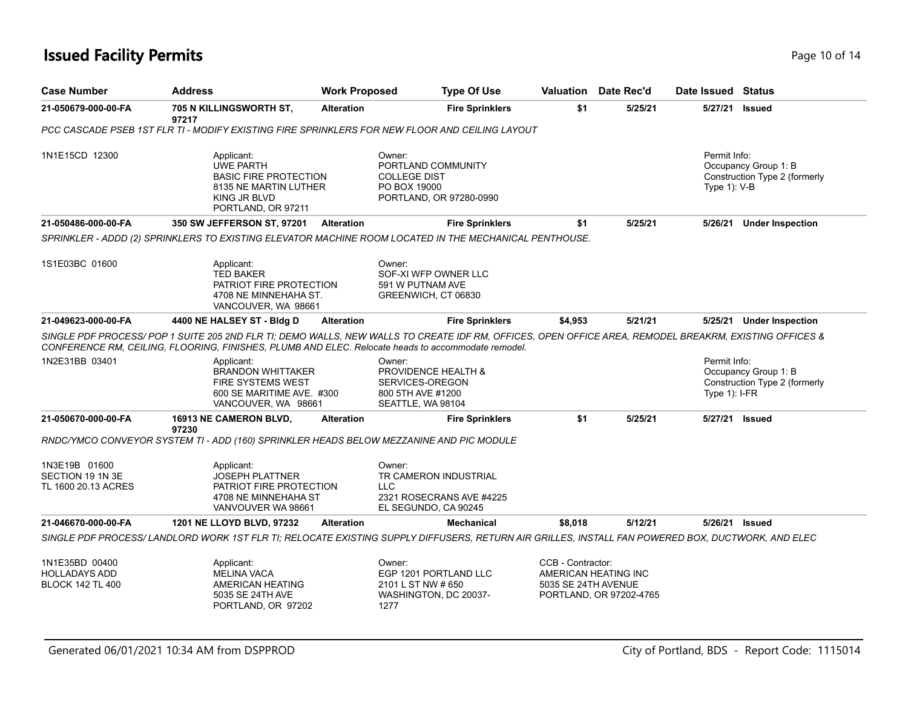# Issued Facility Permits

| Case Number | Address | Work Proposed | Type Of Use | Valuation | Date Rec'd | Date Issued | Status |
|---|---|---|---|---|---|---|---|
| 21-050679-000-00-FA | 705 N KILLINGSWORTH ST, 97217 | Alteration | Fire Sprinklers | $1 | 5/25/21 | 5/27/21 | Issued |

*PCC CASCADE PSEB 1ST FLR TI - MODIFY EXISTING FIRE SPRINKLERS FOR NEW FLOOR AND CEILING LAYOUT*

1N1E15CD 12300

Applicant:
UWE PARTH
BASIC FIRE PROTECTION
8135 NE MARTIN LUTHER KING JR BLVD
PORTLAND, OR 97211

Owner:
PORTLAND COMMUNITY COLLEGE DIST
PO BOX 19000
PORTLAND, OR 97280-0990

Permit Info:
Occupancy Group 1: B
Construction Type 2 (formerly Type 1): V-B

| Case Number | Address | Work Proposed | Type Of Use | Valuation | Date Rec'd | Date Issued | Status |
|---|---|---|---|---|---|---|---|
| 21-050486-000-00-FA | 350 SW JEFFERSON ST, 97201 | Alteration | Fire Sprinklers | $1 | 5/25/21 | 5/26/21 | Under Inspection |

*SPRINKLER - ADDD (2) SPRINKLERS TO EXISTING ELEVATOR MACHINE ROOM LOCATED IN THE MECHANICAL PENTHOUSE.*

1S1E03BC 01600

Applicant:
TED BAKER
PATRIOT FIRE PROTECTION
4708 NE MINNEHAHA ST.
VANCOUVER, WA 98661

Owner:
SOF-XI WFP OWNER LLC
591 W PUTNAM AVE
GREENWICH, CT 06830

| Case Number | Address | Work Proposed | Type Of Use | Valuation | Date Rec'd | Date Issued | Status |
|---|---|---|---|---|---|---|---|
| 21-049623-000-00-FA | 4400 NE HALSEY ST - Bldg D | Alteration | Fire Sprinklers | $4,953 | 5/21/21 | 5/25/21 | Under Inspection |

*SINGLE PDF PROCESS/ POP 1 SUITE 205 2ND FLR TI; DEMO WALLS, NEW WALLS TO CREATE IDF RM, OFFICES, OPEN OFFICE AREA, REMODEL BREAKRM, EXISTING OFFICES & CONFERENCE RM, CEILING, FLOORING, FINISHES, PLUMB AND ELEC. Relocate heads to accommodate remodel.*

1N2E31BB 03401

Applicant:
BRANDON WHITTAKER
FIRE SYSTEMS WEST
600 SE MARITIME AVE. #300
VANCOUVER, WA 98661

Owner:
PROVIDENCE HEALTH & SERVICES-OREGON
800 5TH AVE #1200
SEATTLE, WA 98104

Permit Info:
Occupancy Group 1: B
Construction Type 2 (formerly Type 1): I-FR

| Case Number | Address | Work Proposed | Type Of Use | Valuation | Date Rec'd | Date Issued | Status |
|---|---|---|---|---|---|---|---|
| 21-050670-000-00-FA | 16913 NE CAMERON BLVD, 97230 | Alteration | Fire Sprinklers | $1 | 5/25/21 | 5/27/21 | Issued |

*RNDC/YMCO CONVEYOR SYSTEM TI - ADD (160) SPRINKLER HEADS BELOW MEZZANINE AND PIC MODULE*

1N3E19B 01600
SECTION 19 1N 3E
TL 1600 20.13 ACRES

Applicant:
JOSEPH PLATTNER
PATRIOT FIRE PROTECTION
4708 NE MINNEHAHA ST
VANVOUVER WA 98661

Owner:
TR CAMERON INDUSTRIAL LLC
2321 ROSECRANS AVE #4225
EL SEGUNDO, CA 90245

| Case Number | Address | Work Proposed | Type Of Use | Valuation | Date Rec'd | Date Issued | Status |
|---|---|---|---|---|---|---|---|
| 21-046670-000-00-FA | 1201 NE LLOYD BLVD, 97232 | Alteration | Mechanical | $8,018 | 5/12/21 | 5/26/21 | Issued |

*SINGLE PDF PROCESS/ LANDLORD WORK 1ST FLR TI; RELOCATE EXISTING SUPPLY DIFFUSERS, RETURN AIR GRILLES, INSTALL FAN POWERED BOX, DUCTWORK, AND ELEC*

1N1E35BD 00400
HOLLADAYS ADD
BLOCK 142 TL 400

Applicant:
MELINA VACA
AMERICAN HEATING
5035 SE 24TH AVE
PORTLAND, OR 97202

Owner:
EGP 1201 PORTLAND LLC
2101 L ST NW # 650
WASHINGTON, DC 20037-1277

CCB - Contractor:
AMERICAN HEATING INC
5035 SE 24TH AVENUE
PORTLAND, OR 97202-4765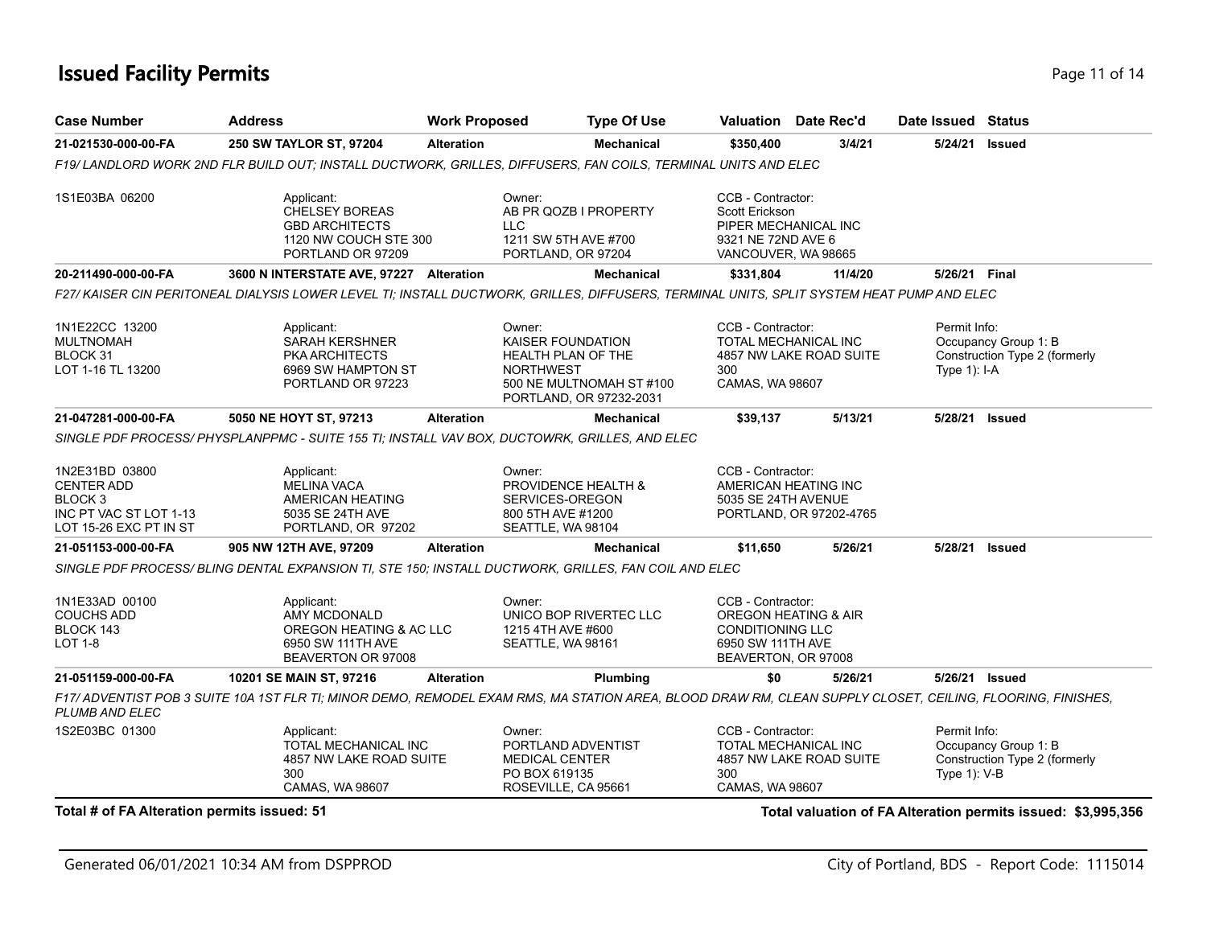# Issued Facility Permits

| Case Number | Address | Work Proposed | Type Of Use | Valuation | Date Rec'd | Date Issued | Status |
|---|---|---|---|---|---|---|---|
| 21-021530-000-00-FA | 250 SW TAYLOR ST, 97204 | Alteration | Mechanical | $350,400 | 3/4/21 | 5/24/21 | Issued |

*F19/ LANDLORD WORK 2ND FLR BUILD OUT; INSTALL DUCTWORK, GRILLES, DIFFUSERS, FAN COILS, TERMINAL UNITS AND ELEC*

1S1E03BA 06200

Applicant:
CHELSEY BOREAS
GBD ARCHITECTS
1120 NW COUCH STE 300
PORTLAND OR 97209

Owner:
AB PR QOZB I PROPERTY LLC
1211 SW 5TH AVE #700
PORTLAND, OR 97204

CCB - Contractor:
Scott Erickson
PIPER MECHANICAL INC
9321 NE 72ND AVE 6
VANCOUVER, WA 98665

| Case Number | Address | Work Proposed | Type Of Use | Valuation | Date Rec'd | Date Issued | Status |
|---|---|---|---|---|---|---|---|
| 20-211490-000-00-FA | 3600 N INTERSTATE AVE, 97227 | Alteration | Mechanical | $331,804 | 11/4/20 | 5/26/21 | Final |

*F27/ KAISER CIN PERITONEAL DIALYSIS LOWER LEVEL TI; INSTALL DUCTWORK, GRILLES, DIFFUSERS, TERMINAL UNITS, SPLIT SYSTEM HEAT PUMP AND ELEC*

1N1E22CC 13200
MULTNOMAH
BLOCK 31
LOT 1-16 TL 13200

Applicant:
SARAH KERSHNER
PKA ARCHITECTS
6969 SW HAMPTON ST
PORTLAND OR 97223

Owner:
KAISER FOUNDATION HEALTH PLAN OF THE NORTHWEST
500 NE MULTNOMAH ST #100
PORTLAND, OR 97232-2031

CCB - Contractor:
TOTAL MECHANICAL INC
4857 NW LAKE ROAD SUITE 300
CAMAS, WA 98607

Permit Info:
Occupancy Group 1: B
Construction Type 2 (formerly Type 1): I-A

| Case Number | Address | Work Proposed | Type Of Use | Valuation | Date Rec'd | Date Issued | Status |
|---|---|---|---|---|---|---|---|
| 21-047281-000-00-FA | 5050 NE HOYT ST, 97213 | Alteration | Mechanical | $39,137 | 5/13/21 | 5/28/21 | Issued |

*SINGLE PDF PROCESS/ PHYSPLANPPMC - SUITE 155 TI; INSTALL VAV BOX, DUCTOWRK, GRILLES, AND ELEC*

1N2E31BD 03800
CENTER ADD
BLOCK 3
INC PT VAC ST LOT 1-13
LOT 15-26 EXC PT IN ST

Applicant:
MELINA VACA
AMERICAN HEATING
5035 SE 24TH AVE
PORTLAND, OR 97202

Owner:
PROVIDENCE HEALTH & SERVICES-OREGON
800 5TH AVE #1200
SEATTLE, WA 98104

CCB - Contractor:
AMERICAN HEATING INC
5035 SE 24TH AVENUE
PORTLAND, OR 97202-4765

| Case Number | Address | Work Proposed | Type Of Use | Valuation | Date Rec'd | Date Issued | Status |
|---|---|---|---|---|---|---|---|
| 21-051153-000-00-FA | 905 NW 12TH AVE, 97209 | Alteration | Mechanical | $11,650 | 5/26/21 | 5/28/21 | Issued |

*SINGLE PDF PROCESS/ BLING DENTAL EXPANSION TI, STE 150; INSTALL DUCTWORK, GRILLES, FAN COIL AND ELEC*

1N1E33AD 00100
COUCHS ADD
BLOCK 143
LOT 1-8

Applicant:
AMY MCDONALD
OREGON HEATING & AC LLC
6950 SW 111TH AVE
BEAVERTON OR 97008

Owner:
UNICO BOP RIVERTEC LLC
1215 4TH AVE #600
SEATTLE, WA 98161

CCB - Contractor:
OREGON HEATING & AIR CONDITIONING LLC
6950 SW 111TH AVE
BEAVERTON, OR 97008

| Case Number | Address | Work Proposed | Type Of Use | Valuation | Date Rec'd | Date Issued | Status |
|---|---|---|---|---|---|---|---|
| 21-051159-000-00-FA | 10201 SE MAIN ST, 97216 | Alteration | Plumbing | $0 | 5/26/21 | 5/26/21 | Issued |

*F17/ ADVENTIST POB 3 SUITE 10A 1ST FLR TI; MINOR DEMO, REMODEL EXAM RMS, MA STATION AREA, BLOOD DRAW RM, CLEAN SUPPLY CLOSET, CEILING, FLOORING, FINISHES, PLUMB AND ELEC*

1S2E03BC 01300

Applicant:
TOTAL MECHANICAL INC
4857 NW LAKE ROAD SUITE 300
CAMAS, WA 98607

Owner:
PORTLAND ADVENTIST MEDICAL CENTER
PO BOX 619135
ROSEVILLE, CA 95661

CCB - Contractor:
TOTAL MECHANICAL INC
4857 NW LAKE ROAD SUITE 300
CAMAS, WA 98607

Permit Info:
Occupancy Group 1: B
Construction Type 2 (formerly Type 1): V-B

**Total # of FA Alteration permits issued: 51**

**Total valuation of FA Alteration permits issued: $3,995,356**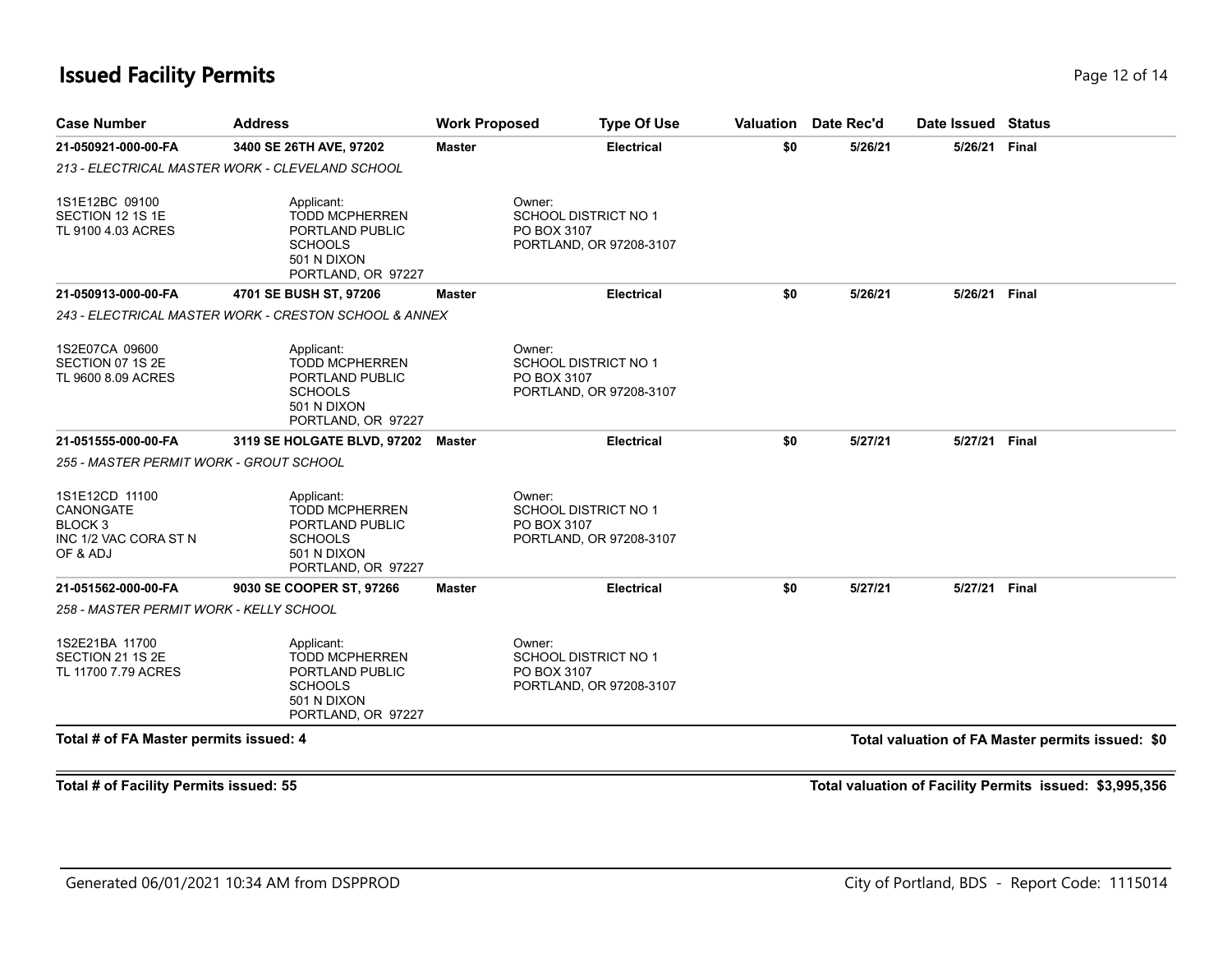## Issued Facility Permits

| Case Number | Address | Work Proposed | Type Of Use | Valuation | Date Rec'd | Date Issued | Status |
|---|---|---|---|---|---|---|---|
| **21-050921-000-00-FA** | **3400 SE 26TH AVE, 97202** | **Master** | **Electrical** | **$0** | **5/26/21** | **5/26/21** | **Final** |

*213 - ELECTRICAL MASTER WORK - CLEVELAND SCHOOL*

1S1E12BC 09100
SECTION 12 1S 1E
TL 9100 4.03 ACRES

Applicant:
TODD MCPHERREN
PORTLAND PUBLIC SCHOOLS
501 N DIXON
PORTLAND, OR 97227

Owner:
SCHOOL DISTRICT NO 1
PO BOX 3107
PORTLAND, OR 97208-3107

| Case Number | Address | Work Proposed | Type Of Use | Valuation | Date Rec'd | Date Issued | Status |
|---|---|---|---|---|---|---|---|
| **21-050913-000-00-FA** | **4701 SE BUSH ST, 97206** | **Master** | **Electrical** | **$0** | **5/26/21** | **5/26/21** | **Final** |

*243 - ELECTRICAL MASTER WORK - CRESTON SCHOOL & ANNEX*

1S2E07CA 09600
SECTION 07 1S 2E
TL 9600 8.09 ACRES

Applicant:
TODD MCPHERREN
PORTLAND PUBLIC SCHOOLS
501 N DIXON
PORTLAND, OR 97227

Owner:
SCHOOL DISTRICT NO 1
PO BOX 3107
PORTLAND, OR 97208-3107

| Case Number | Address | Work Proposed | Type Of Use | Valuation | Date Rec'd | Date Issued | Status |
|---|---|---|---|---|---|---|---|
| **21-051555-000-00-FA** | **3119 SE HOLGATE BLVD, 97202** | **Master** | **Electrical** | **$0** | **5/27/21** | **5/27/21** | **Final** |

*255 - MASTER PERMIT WORK - GROUT SCHOOL*

1S1E12CD 11100
CANONGATE
BLOCK 3
INC 1/2 VAC CORA ST N OF & ADJ

Applicant:
TODD MCPHERREN
PORTLAND PUBLIC SCHOOLS
501 N DIXON
PORTLAND, OR 97227

Owner:
SCHOOL DISTRICT NO 1
PO BOX 3107
PORTLAND, OR 97208-3107

| Case Number | Address | Work Proposed | Type Of Use | Valuation | Date Rec'd | Date Issued | Status |
|---|---|---|---|---|---|---|---|
| **21-051562-000-00-FA** | **9030 SE COOPER ST, 97266** | **Master** | **Electrical** | **$0** | **5/27/21** | **5/27/21** | **Final** |

*258 - MASTER PERMIT WORK - KELLY SCHOOL*

1S2E21BA 11700
SECTION 21 1S 2E
TL 11700 7.79 ACRES

Applicant:
TODD MCPHERREN
PORTLAND PUBLIC SCHOOLS
501 N DIXON
PORTLAND, OR 97227

Owner:
SCHOOL DISTRICT NO 1
PO BOX 3107
PORTLAND, OR 97208-3107

**Total # of FA Master permits issued: 4** | **Total valuation of FA Master permits issued: $0**

**Total # of Facility Permits issued: 55** | **Total valuation of Facility Permits issued: $3,995,356**

Generated 06/01/2021 10:34 AM from DSPPROD | City of Portland, BDS - Report Code: 1115014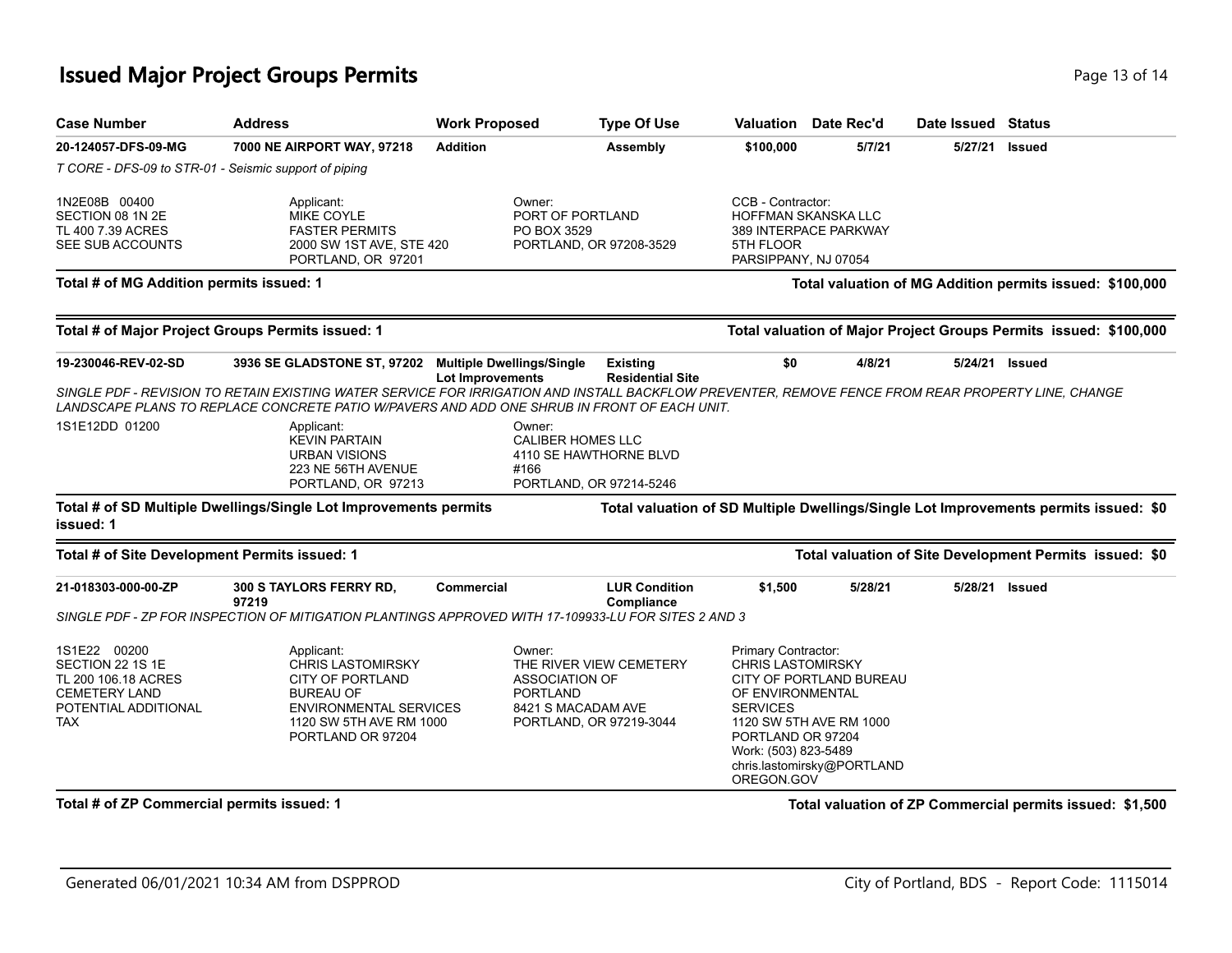# Issued Major Project Groups Permits

| Case Number | Address | Work Proposed | Type Of Use | Valuation | Date Rec'd | Date Issued | Status |
|---|---|---|---|---|---|---|---|
| **20-124057-DFS-09-MG** | **7000 NE AIRPORT WAY, 97218** | **Addition** | **Assembly** | **$100,000** | **5/7/21** | **5/27/21** | **Issued** |

*T CORE - DFS-09 to STR-01 - Seismic support of piping*

1N2E08B 00400
SECTION 08 1N 2E
TL 400 7.39 ACRES
SEE SUB ACCOUNTS

Applicant:
MIKE COYLE
FASTER PERMITS
2000 SW 1ST AVE, STE 420
PORTLAND, OR 97201

Owner:
PORT OF PORTLAND
PO BOX 3529
PORTLAND, OR 97208-3529

CCB - Contractor:
HOFFMAN SKANSKA LLC
389 INTERPACE PARKWAY
5TH FLOOR
PARSIPPANY, NJ 07054

**Total # of MG Addition permits issued: 1** — **Total valuation of MG Addition permits issued: $100,000**

**Total # of Major Project Groups Permits issued: 1** — **Total valuation of Major Project Groups Permits issued: $100,000**

| Case Number | Address | Work Proposed | Type Of Use | Valuation | Date Rec'd | Date Issued | Status |
|---|---|---|---|---|---|---|---|
| **19-230046-REV-02-SD** | **3936 SE GLADSTONE ST, 97202** | **Multiple Dwellings/Single Lot Improvements** | **Existing Residential Site** | **$0** | **4/8/21** | **5/24/21** | **Issued** |

*SINGLE PDF - REVISION TO RETAIN EXISTING WATER SERVICE FOR IRRIGATION AND INSTALL BACKFLOW PREVENTER, REMOVE FENCE FROM REAR PROPERTY LINE, CHANGE LANDSCAPE PLANS TO REPLACE CONCRETE PATIO W/PAVERS AND ADD ONE SHRUB IN FRONT OF EACH UNIT.*

1S1E12DD 01200

Applicant:
KEVIN PARTAIN
URBAN VISIONS
223 NE 56TH AVENUE
PORTLAND, OR 97213

Owner:
CALIBER HOMES LLC
4110 SE HAWTHORNE BLVD
#166
PORTLAND, OR 97214-5246

**Total # of SD Multiple Dwellings/Single Lot Improvements permits issued: 1** — **Total valuation of SD Multiple Dwellings/Single Lot Improvements permits issued: $0**

**Total # of Site Development Permits issued: 1** — **Total valuation of Site Development Permits issued: $0**

| Case Number | Address | Work Proposed | Type Of Use | Valuation | Date Rec'd | Date Issued | Status |
|---|---|---|---|---|---|---|---|
| **21-018303-000-00-ZP** | **300 S TAYLORS FERRY RD, 97219** | **Commercial** | **LUR Condition Compliance** | **$1,500** | **5/28/21** | **5/28/21** | **Issued** |

*SINGLE PDF - ZP FOR INSPECTION OF MITIGATION PLANTINGS APPROVED WITH 17-109933-LU FOR SITES 2 AND 3*

1S1E22 00200
SECTION 22 1S 1E
TL 200 106.18 ACRES
CEMETERY LAND
POTENTIAL ADDITIONAL
TAX

Applicant:
CHRIS LASTOMIRSKY
CITY OF PORTLAND
BUREAU OF
ENVIRONMENTAL SERVICES
1120 SW 5TH AVE RM 1000
PORTLAND OR 97204

Owner:
THE RIVER VIEW CEMETERY
ASSOCIATION OF
PORTLAND
8421 S MACADAM AVE
PORTLAND, OR 97219-3044

Primary Contractor:
CHRIS LASTOMIRSKY
CITY OF PORTLAND BUREAU
OF ENVIRONMENTAL
SERVICES
1120 SW 5TH AVE RM 1000
PORTLAND OR 97204
Work: (503) 823-5489
chris.lastomirsky@PORTLANDOREGON.GOV

**Total # of ZP Commercial permits issued: 1** — **Total valuation of ZP Commercial permits issued: $1,500**

Generated 06/01/2021 10:34 AM from DSPPROD — City of Portland, BDS - Report Code: 1115014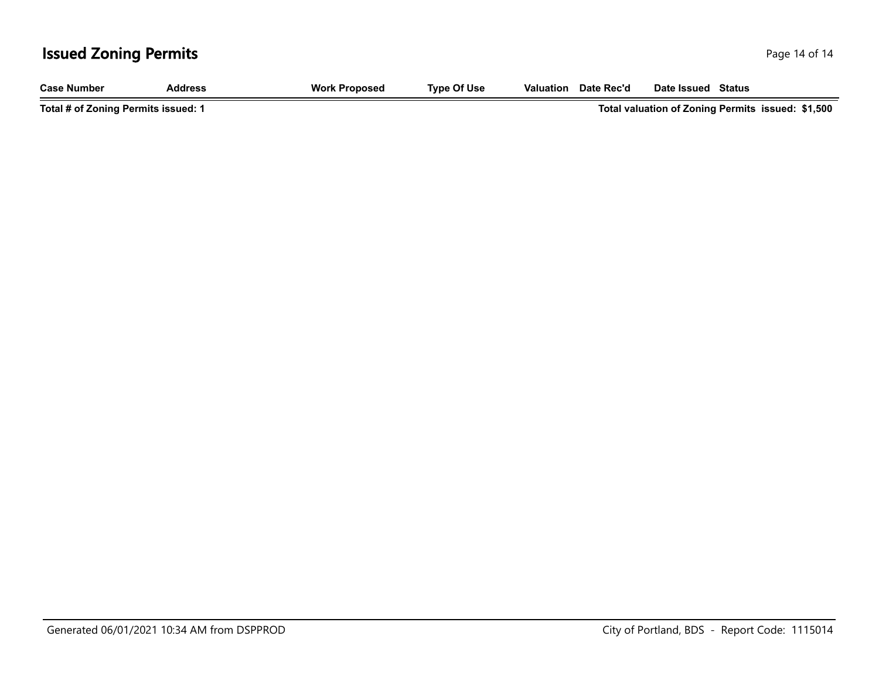# Issued Zoning Permits

| Case Number | Address | Work Proposed | Type Of Use | Valuation | Date Rec'd | Date Issued | Status |
|---|---|---|---|---|---|---|---|

**Total # of Zoning Permits issued: 1**

**Total valuation of Zoning Permits issued: $1,500**

Generated 06/01/2021 10:34 AM from DSPPROD

City of Portland, BDS - Report Code: 1115014